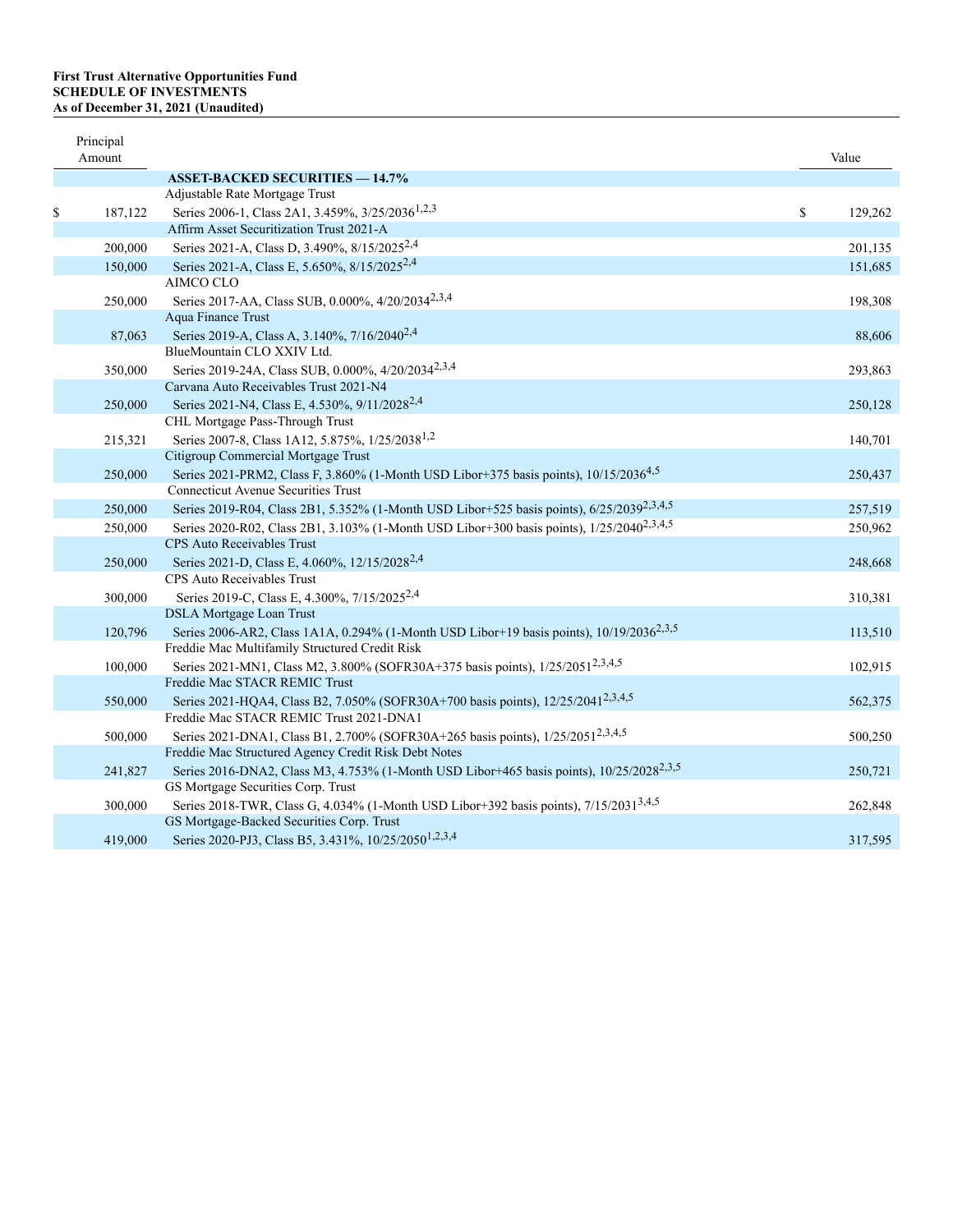**First Trust Alternative Opportunities Fund**
**SCHEDULE OF INVESTMENTS**
**As of December 31, 2021 (Unaudited)**

| Principal Amount | | Value |
|---|---|---|
| | **ASSET-BACKED SECURITIES — 14.7%** | |
| | Adjustable Rate Mortgage Trust | |
| $ 187,122 | Series 2006-1, Class 2A1, 3.459%, 3/25/2036[1,2,3] | $ 129,262 |
| | Affirm Asset Securitization Trust 2021-A | |
| 200,000 | Series 2021-A, Class D, 3.490%, 8/15/2025[2,4] | 201,135 |
| 150,000 | Series 2021-A, Class E, 5.650%, 8/15/2025[2,4] | 151,685 |
| | AIMCO CLO | |
| 250,000 | Series 2017-AA, Class SUB, 0.000%, 4/20/2034[2,3,4] | 198,308 |
| | Aqua Finance Trust | |
| 87,063 | Series 2019-A, Class A, 3.140%, 7/16/2040[2,4] | 88,606 |
| | BlueMountain CLO XXIV Ltd. | |
| 350,000 | Series 2019-24A, Class SUB, 0.000%, 4/20/2034[2,3,4] | 293,863 |
| | Carvana Auto Receivables Trust 2021-N4 | |
| 250,000 | Series 2021-N4, Class E, 4.530%, 9/11/2028[2,4] | 250,128 |
| | CHL Mortgage Pass-Through Trust | |
| 215,321 | Series 2007-8, Class 1A12, 5.875%, 1/25/2038[1,2] | 140,701 |
| | Citigroup Commercial Mortgage Trust | |
| 250,000 | Series 2021-PRM2, Class F, 3.860% (1-Month USD Libor+375 basis points), 10/15/2036[4,5] | 250,437 |
| | Connecticut Avenue Securities Trust | |
| 250,000 | Series 2019-R04, Class 2B1, 5.352% (1-Month USD Libor+525 basis points), 6/25/2039[2,3,4,5] | 257,519 |
| 250,000 | Series 2020-R02, Class 2B1, 3.103% (1-Month USD Libor+300 basis points), 1/25/2040[2,3,4,5] | 250,962 |
| | CPS Auto Receivables Trust | |
| 250,000 | Series 2021-D, Class E, 4.060%, 12/15/2028[2,4] | 248,668 |
| | CPS Auto Receivables Trust | |
| 300,000 | Series 2019-C, Class E, 4.300%, 7/15/2025[2,4] | 310,381 |
| | DSLA Mortgage Loan Trust | |
| 120,796 | Series 2006-AR2, Class 1A1A, 0.294% (1-Month USD Libor+19 basis points), 10/19/2036[2,3,5] | 113,510 |
| | Freddie Mac Multifamily Structured Credit Risk | |
| 100,000 | Series 2021-MN1, Class M2, 3.800% (SOFR30A+375 basis points), 1/25/2051[2,3,4,5] | 102,915 |
| | Freddie Mac STACR REMIC Trust | |
| 550,000 | Series 2021-HQA4, Class B2, 7.050% (SOFR30A+700 basis points), 12/25/2041[2,3,4,5] | 562,375 |
| | Freddie Mac STACR REMIC Trust 2021-DNA1 | |
| 500,000 | Series 2021-DNA1, Class B1, 2.700% (SOFR30A+265 basis points), 1/25/2051[2,3,4,5] | 500,250 |
| | Freddie Mac Structured Agency Credit Risk Debt Notes | |
| 241,827 | Series 2016-DNA2, Class M3, 4.753% (1-Month USD Libor+465 basis points), 10/25/2028[2,3,5] | 250,721 |
| | GS Mortgage Securities Corp. Trust | |
| 300,000 | Series 2018-TWR, Class G, 4.034% (1-Month USD Libor+392 basis points), 7/15/2031[3,4,5] | 262,848 |
| | GS Mortgage-Backed Securities Corp. Trust | |
| 419,000 | Series 2020-PJ3, Class B5, 3.431%, 10/25/2050[1,2,3,4] | 317,595 |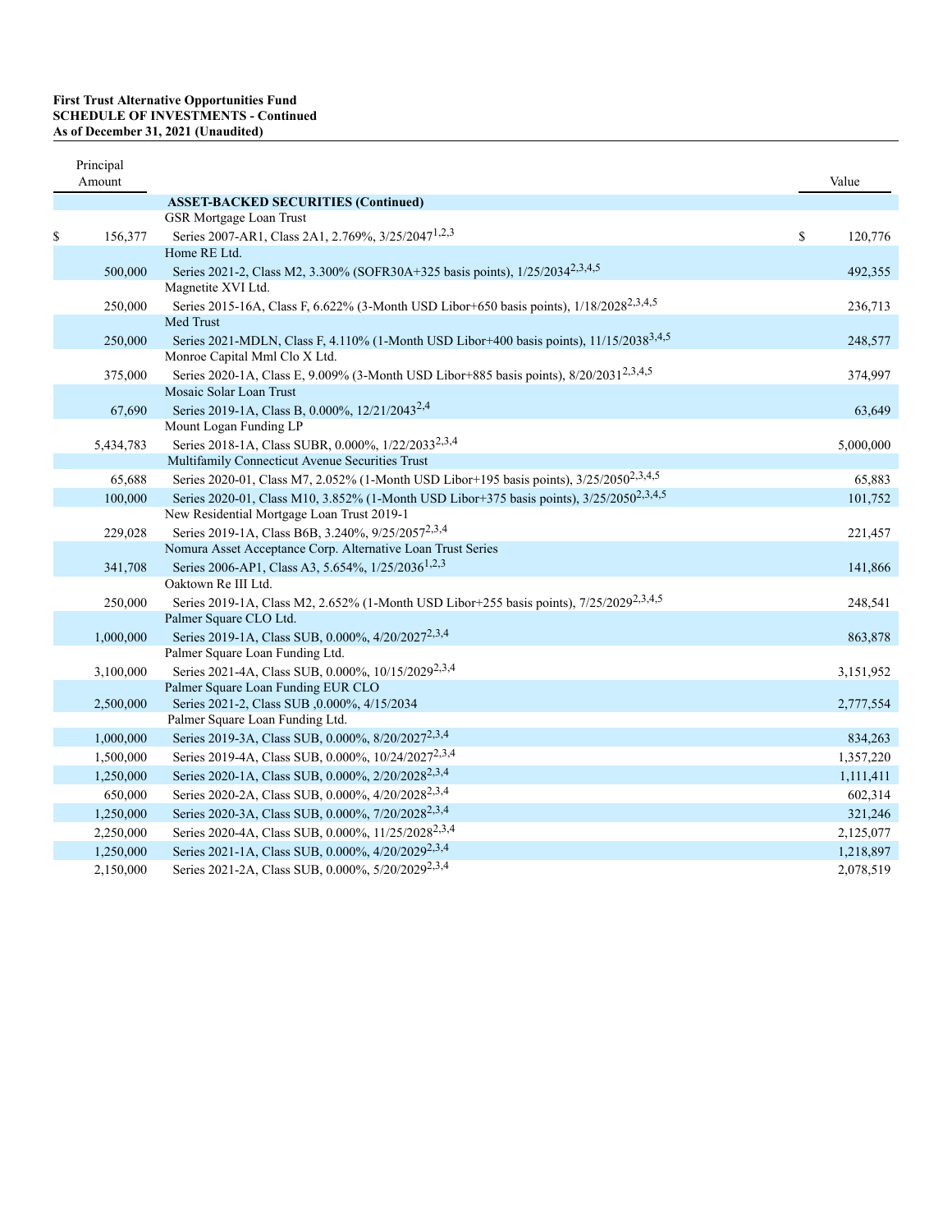**First Trust Alternative Opportunities Fund**
**SCHEDULE OF INVESTMENTS - Continued**
**As of December 31, 2021 (Unaudited)**

| Principal Amount | | Value |
|---|---|---|
| | **ASSET-BACKED SECURITIES (Continued)** | |
| | GSR Mortgage Loan Trust | |
| $ 156,377 | Series 2007-AR1, Class 2A1, 2.769%, 3/25/2047[1,2,3] | $ 120,776 |
| | Home RE Ltd. | |
| 500,000 | Series 2021-2, Class M2, 3.300% (SOFR30A+325 basis points), 1/25/2034[2,3,4,5] | 492,355 |
| | Magnetite XVI Ltd. | |
| 250,000 | Series 2015-16A, Class F, 6.622% (3-Month USD Libor+650 basis points), 1/18/2028[2,3,4,5] | 236,713 |
| | Med Trust | |
| 250,000 | Series 2021-MDLN, Class F, 4.110% (1-Month USD Libor+400 basis points), 11/15/2038[3,4,5] | 248,577 |
| | Monroe Capital Mml Clo X Ltd. | |
| 375,000 | Series 2020-1A, Class E, 9.009% (3-Month USD Libor+885 basis points), 8/20/2031[2,3,4,5] | 374,997 |
| | Mosaic Solar Loan Trust | |
| 67,690 | Series 2019-1A, Class B, 0.000%, 12/21/2043[2,4] | 63,649 |
| | Mount Logan Funding LP | |
| 5,434,783 | Series 2018-1A, Class SUBR, 0.000%, 1/22/2033[2,3,4] | 5,000,000 |
| | Multifamily Connecticut Avenue Securities Trust | |
| 65,688 | Series 2020-01, Class M7, 2.052% (1-Month USD Libor+195 basis points), 3/25/2050[2,3,4,5] | 65,883 |
| 100,000 | Series 2020-01, Class M10, 3.852% (1-Month USD Libor+375 basis points), 3/25/2050[2,3,4,5] | 101,752 |
| | New Residential Mortgage Loan Trust 2019-1 | |
| 229,028 | Series 2019-1A, Class B6B, 3.240%, 9/25/2057[2,3,4] | 221,457 |
| | Nomura Asset Acceptance Corp. Alternative Loan Trust Series | |
| 341,708 | Series 2006-AP1, Class A3, 5.654%, 1/25/2036[1,2,3] | 141,866 |
| | Oaktown Re III Ltd. | |
| 250,000 | Series 2019-1A, Class M2, 2.652% (1-Month USD Libor+255 basis points), 7/25/2029[2,3,4,5] | 248,541 |
| | Palmer Square CLO Ltd. | |
| 1,000,000 | Series 2019-1A, Class SUB, 0.000%, 4/20/2027[2,3,4] | 863,878 |
| | Palmer Square Loan Funding Ltd. | |
| 3,100,000 | Series 2021-4A, Class SUB, 0.000%, 10/15/2029[2,3,4] | 3,151,952 |
| | Palmer Square Loan Funding EUR CLO | |
| 2,500,000 | Series 2021-2, Class SUB ,0.000%, 4/15/2034 | 2,777,554 |
| | Palmer Square Loan Funding Ltd. | |
| 1,000,000 | Series 2019-3A, Class SUB, 0.000%, 8/20/2027[2,3,4] | 834,263 |
| 1,500,000 | Series 2019-4A, Class SUB, 0.000%, 10/24/2027[2,3,4] | 1,357,220 |
| 1,250,000 | Series 2020-1A, Class SUB, 0.000%, 2/20/2028[2,3,4] | 1,111,411 |
| 650,000 | Series 2020-2A, Class SUB, 0.000%, 4/20/2028[2,3,4] | 602,314 |
| 1,250,000 | Series 2020-3A, Class SUB, 0.000%, 7/20/2028[2,3,4] | 321,246 |
| 2,250,000 | Series 2020-4A, Class SUB, 0.000%, 11/25/2028[2,3,4] | 2,125,077 |
| 1,250,000 | Series 2021-1A, Class SUB, 0.000%, 4/20/2029[2,3,4] | 1,218,897 |
| 2,150,000 | Series 2021-2A, Class SUB, 0.000%, 5/20/2029[2,3,4] | 2,078,519 |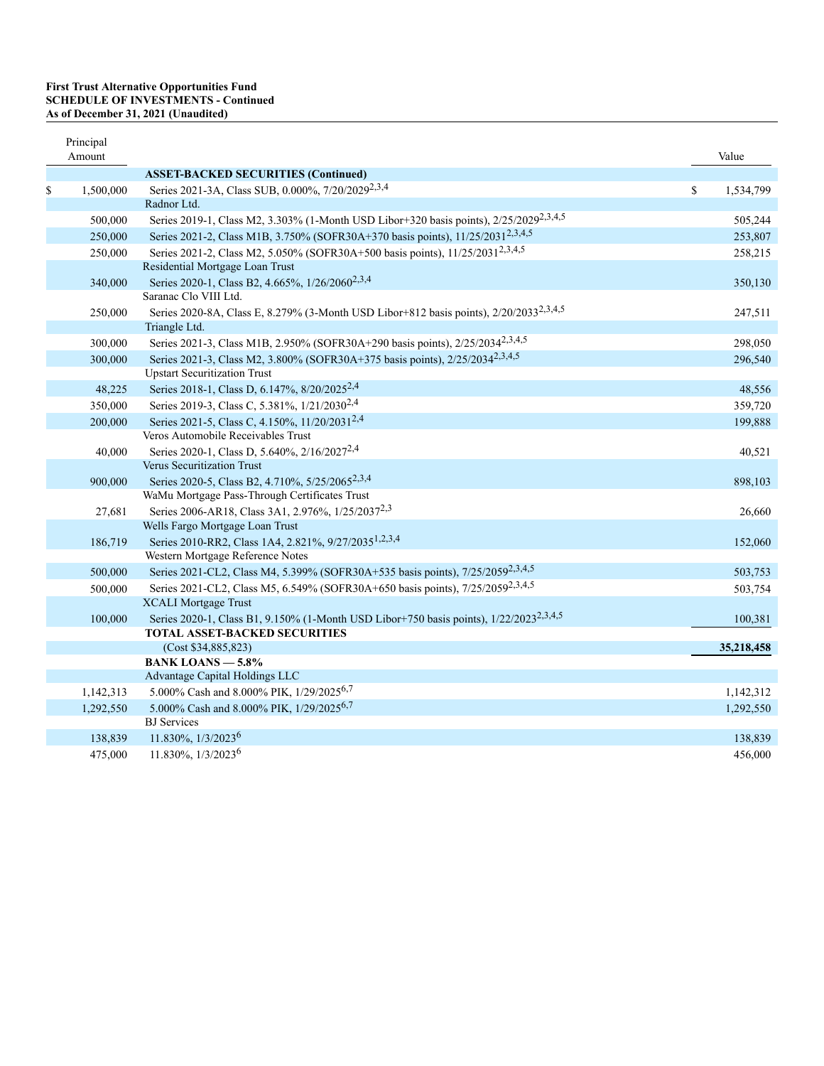**First Trust Alternative Opportunities Fund**
**SCHEDULE OF INVESTMENTS - Continued**
**As of December 31, 2021 (Unaudited)**

| Principal Amount | | Value |
|---|---|---|
| | **ASSET-BACKED SECURITIES (Continued)** | |
| $ 1,500,000 | Series 2021-3A, Class SUB, 0.000%, 7/20/2029[2,3,4] | $ 1,534,799 |
| | Radnor Ltd. | |
| 500,000 | Series 2019-1, Class M2, 3.303% (1-Month USD Libor+320 basis points), 2/25/2029[2,3,4,5] | 505,244 |
| 250,000 | Series 2021-2, Class M1B, 3.750% (SOFR30A+370 basis points), 11/25/2031[2,3,4,5] | 253,807 |
| 250,000 | Series 2021-2, Class M2, 5.050% (SOFR30A+500 basis points), 11/25/2031[2,3,4,5] | 258,215 |
| | Residential Mortgage Loan Trust | |
| 340,000 | Series 2020-1, Class B2, 4.665%, 1/26/2060[2,3,4] | 350,130 |
| | Saranac Clo VIII Ltd. | |
| 250,000 | Series 2020-8A, Class E, 8.279% (3-Month USD Libor+812 basis points), 2/20/2033[2,3,4,5] | 247,511 |
| | Triangle Ltd. | |
| 300,000 | Series 2021-3, Class M1B, 2.950% (SOFR30A+290 basis points), 2/25/2034[2,3,4,5] | 298,050 |
| 300,000 | Series 2021-3, Class M2, 3.800% (SOFR30A+375 basis points), 2/25/2034[2,3,4,5] | 296,540 |
| | Upstart Securitization Trust | |
| 48,225 | Series 2018-1, Class D, 6.147%, 8/20/2025[2,4] | 48,556 |
| 350,000 | Series 2019-3, Class C, 5.381%, 1/21/2030[2,4] | 359,720 |
| 200,000 | Series 2021-5, Class C, 4.150%, 11/20/2031[2,4] | 199,888 |
| | Veros Automobile Receivables Trust | |
| 40,000 | Series 2020-1, Class D, 5.640%, 2/16/2027[2,4] | 40,521 |
| | Verus Securitization Trust | |
| 900,000 | Series 2020-5, Class B2, 4.710%, 5/25/2065[2,3,4] | 898,103 |
| | WaMu Mortgage Pass-Through Certificates Trust | |
| 27,681 | Series 2006-AR18, Class 3A1, 2.976%, 1/25/2037[2,3] | 26,660 |
| | Wells Fargo Mortgage Loan Trust | |
| 186,719 | Series 2010-RR2, Class 1A4, 2.821%, 9/27/2035[1,2,3,4] | 152,060 |
| | Western Mortgage Reference Notes | |
| 500,000 | Series 2021-CL2, Class M4, 5.399% (SOFR30A+535 basis points), 7/25/2059[2,3,4,5] | 503,753 |
| 500,000 | Series 2021-CL2, Class M5, 6.549% (SOFR30A+650 basis points), 7/25/2059[2,3,4,5] | 503,754 |
| | XCALI Mortgage Trust | |
| 100,000 | Series 2020-1, Class B1, 9.150% (1-Month USD Libor+750 basis points), 1/22/2023[2,3,4,5] | 100,381 |
| | **TOTAL ASSET-BACKED SECURITIES** | |
| | (Cost $34,885,823) | **35,218,458** |
| | **BANK LOANS — 5.8%** | |
| | Advantage Capital Holdings LLC | |
| 1,142,313 | 5.000% Cash and 8.000% PIK, 1/29/2025[6,7] | 1,142,312 |
| 1,292,550 | 5.000% Cash and 8.000% PIK, 1/29/2025[6,7] | 1,292,550 |
| | BJ Services | |
| 138,839 | 11.830%, 1/3/2023[6] | 138,839 |
| 475,000 | 11.830%, 1/3/2023[6] | 456,000 |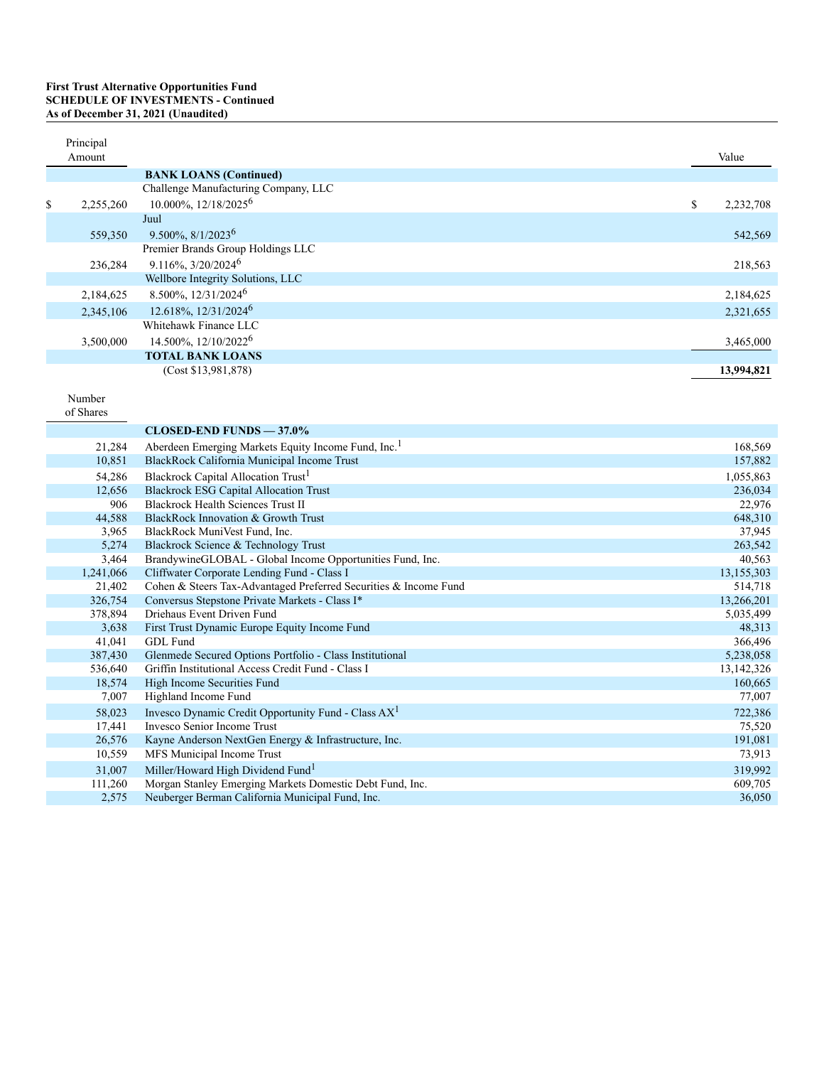**First Trust Alternative Opportunities Fund**
**SCHEDULE OF INVESTMENTS - Continued**
**As of December 31, 2021 (Unaudited)**

| Principal Amount | | Value |
|---|---|---|
| | **BANK LOANS (Continued)** | |
| | Challenge Manufacturing Company, LLC | |
| $ 2,255,260 | 10.000%, 12/18/2025[6] | $ 2,232,708 |
| | Juul | |
| 559,350 | 9.500%, 8/1/2023[6] | 542,569 |
| | Premier Brands Group Holdings LLC | |
| 236,284 | 9.116%, 3/20/2024[6] | 218,563 |
| | Wellbore Integrity Solutions, LLC | |
| 2,184,625 | 8.500%, 12/31/2024[6] | 2,184,625 |
| 2,345,106 | 12.618%, 12/31/2024[6] | 2,321,655 |
| | Whitehawk Finance LLC | |
| 3,500,000 | 14.500%, 12/10/2022[6] | 3,465,000 |
| | **TOTAL BANK LOANS** | |
| | (Cost $13,981,878) | **13,994,821** |

| Number of Shares | | Value |
|---|---|---|
| | **CLOSED-END FUNDS — 37.0%** | |
| 21,284 | Aberdeen Emerging Markets Equity Income Fund, Inc.[1] | 168,569 |
| 10,851 | BlackRock California Municipal Income Trust | 157,882 |
| 54,286 | Blackrock Capital Allocation Trust[1] | 1,055,863 |
| 12,656 | Blackrock ESG Capital Allocation Trust | 236,034 |
| 906 | Blackrock Health Sciences Trust II | 22,976 |
| 44,588 | BlackRock Innovation & Growth Trust | 648,310 |
| 3,965 | BlackRock MuniVest Fund, Inc. | 37,945 |
| 5,274 | Blackrock Science & Technology Trust | 263,542 |
| 3,464 | BrandywineGLOBAL - Global Income Opportunities Fund, Inc. | 40,563 |
| 1,241,066 | Cliffwater Corporate Lending Fund - Class I | 13,155,303 |
| 21,402 | Cohen & Steers Tax-Advantaged Preferred Securities & Income Fund | 514,718 |
| 326,754 | Conversus Stepstone Private Markets - Class I* | 13,266,201 |
| 378,894 | Driehaus Event Driven Fund | 5,035,499 |
| 3,638 | First Trust Dynamic Europe Equity Income Fund | 48,313 |
| 41,041 | GDL Fund | 366,496 |
| 387,430 | Glenmede Secured Options Portfolio - Class Institutional | 5,238,058 |
| 536,640 | Griffin Institutional Access Credit Fund - Class I | 13,142,326 |
| 18,574 | High Income Securities Fund | 160,665 |
| 7,007 | Highland Income Fund | 77,007 |
| 58,023 | Invesco Dynamic Credit Opportunity Fund - Class AX[1] | 722,386 |
| 17,441 | Invesco Senior Income Trust | 75,520 |
| 26,576 | Kayne Anderson NextGen Energy & Infrastructure, Inc. | 191,081 |
| 10,559 | MFS Municipal Income Trust | 73,913 |
| 31,007 | Miller/Howard High Dividend Fund[1] | 319,992 |
| 111,260 | Morgan Stanley Emerging Markets Domestic Debt Fund, Inc. | 609,705 |
| 2,575 | Neuberger Berman California Municipal Fund, Inc. | 36,050 |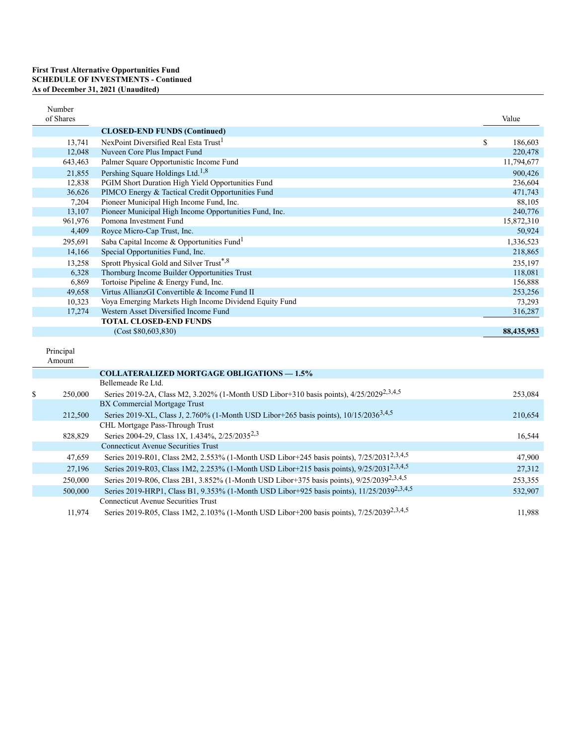**First Trust Alternative Opportunities Fund**
**SCHEDULE OF INVESTMENTS - Continued**
**As of December 31, 2021 (Unaudited)**

| Number of Shares | | Value |
|---|---|---|
| | **CLOSED-END FUNDS (Continued)** | |
| 13,741 | NexPoint Diversified Real Esta Trust[1] | $ 186,603 |
| 12,048 | Nuveen Core Plus Impact Fund | 220,478 |
| 643,463 | Palmer Square Opportunistic Income Fund | 11,794,677 |
| 21,855 | Pershing Square Holdings Ltd.[1,8] | 900,426 |
| 12,838 | PGIM Short Duration High Yield Opportunities Fund | 236,604 |
| 36,626 | PIMCO Energy & Tactical Credit Opportunities Fund | 471,743 |
| 7,204 | Pioneer Municipal High Income Fund, Inc. | 88,105 |
| 13,107 | Pioneer Municipal High Income Opportunities Fund, Inc. | 240,776 |
| 961,976 | Pomona Investment Fund | 15,872,310 |
| 4,409 | Royce Micro-Cap Trust, Inc. | 50,924 |
| 295,691 | Saba Capital Income & Opportunities Fund[1] | 1,336,523 |
| 14,166 | Special Opportunities Fund, Inc. | 218,865 |
| 13,258 | Sprott Physical Gold and Silver Trust[*,8] | 235,197 |
| 6,328 | Thornburg Income Builder Opportunities Trust | 118,081 |
| 6,869 | Tortoise Pipeline & Energy Fund, Inc. | 156,888 |
| 49,658 | Virtus AllianzGI Convertible & Income Fund II | 253,256 |
| 10,323 | Voya Emerging Markets High Income Dividend Equity Fund | 73,293 |
| 17,274 | Western Asset Diversified Income Fund | 316,287 |
| | **TOTAL CLOSED-END FUNDS** | |
| | (Cost $80,603,830) | **88,435,953** |

| Principal Amount | | Value |
|---|---|---|
| | **COLLATERALIZED MORTGAGE OBLIGATIONS — 1.5%** | |
| | Bellemeade Re Ltd. | |
| $ 250,000 | Series 2019-2A, Class M2, 3.202% (1-Month USD Libor+310 basis points), 4/25/2029[2,3,4,5] | 253,084 |
| | BX Commercial Mortgage Trust | |
| 212,500 | Series 2019-XL, Class J, 2.760% (1-Month USD Libor+265 basis points), 10/15/2036[3,4,5] | 210,654 |
| | CHL Mortgage Pass-Through Trust | |
| 828,829 | Series 2004-29, Class 1X, 1.434%, 2/25/2035[2,3] | 16,544 |
| | Connecticut Avenue Securities Trust | |
| 47,659 | Series 2019-R01, Class 2M2, 2.553% (1-Month USD Libor+245 basis points), 7/25/2031[2,3,4,5] | 47,900 |
| 27,196 | Series 2019-R03, Class 1M2, 2.253% (1-Month USD Libor+215 basis points), 9/25/2031[2,3,4,5] | 27,312 |
| 250,000 | Series 2019-R06, Class 2B1, 3.852% (1-Month USD Libor+375 basis points), 9/25/2039[2,3,4,5] | 253,355 |
| 500,000 | Series 2019-HRP1, Class B1, 9.353% (1-Month USD Libor+925 basis points), 11/25/2039[2,3,4,5] | 532,907 |
| | Connecticut Avenue Securities Trust | |
| 11,974 | Series 2019-R05, Class 1M2, 2.103% (1-Month USD Libor+200 basis points), 7/25/2039[2,3,4,5] | 11,988 |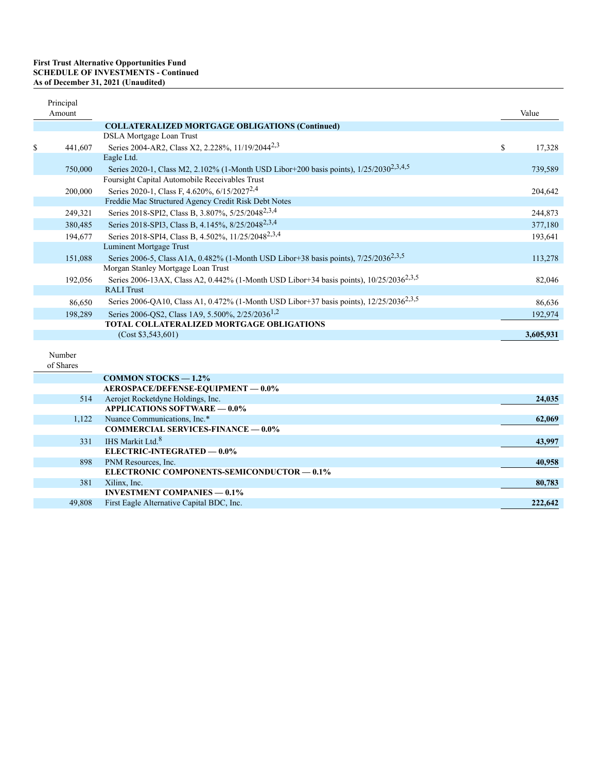**First Trust Alternative Opportunities Fund**
**SCHEDULE OF INVESTMENTS - Continued**
**As of December 31, 2021 (Unaudited)**

| Principal Amount | | Value |
|---|---|---|
| | **COLLATERALIZED MORTGAGE OBLIGATIONS (Continued)** | |
| | DSLA Mortgage Loan Trust | |
| $ 441,607 | Series 2004-AR2, Class X2, 2.228%, 11/19/2044[2,3] | $ 17,328 |
| | Eagle Ltd. | |
| 750,000 | Series 2020-1, Class M2, 2.102% (1-Month USD Libor+200 basis points), 1/25/2030[2,3,4,5] | 739,589 |
| | Foursight Capital Automobile Receivables Trust | |
| 200,000 | Series 2020-1, Class F, 4.620%, 6/15/2027[2,4] | 204,642 |
| | Freddie Mac Structured Agency Credit Risk Debt Notes | |
| 249,321 | Series 2018-SPI2, Class B, 3.807%, 5/25/2048[2,3,4] | 244,873 |
| 380,485 | Series 2018-SPI3, Class B, 4.145%, 8/25/2048[2,3,4] | 377,180 |
| 194,677 | Series 2018-SPI4, Class B, 4.502%, 11/25/2048[2,3,4] | 193,641 |
| | Luminent Mortgage Trust | |
| 151,088 | Series 2006-5, Class A1A, 0.482% (1-Month USD Libor+38 basis points), 7/25/2036[2,3,5] | 113,278 |
| | Morgan Stanley Mortgage Loan Trust | |
| 192,056 | Series 2006-13AX, Class A2, 0.442% (1-Month USD Libor+34 basis points), 10/25/2036[2,3,5] | 82,046 |
| | RALI Trust | |
| 86,650 | Series 2006-QA10, Class A1, 0.472% (1-Month USD Libor+37 basis points), 12/25/2036[2,3,5] | 86,636 |
| 198,289 | Series 2006-QS2, Class 1A9, 5.500%, 2/25/2036[1,2] | 192,974 |
| | **TOTAL COLLATERALIZED MORTGAGE OBLIGATIONS** | |
| | (Cost $3,543,601) | **3,605,931** |

| Number of Shares | | |
|---|---|---|
| | **COMMON STOCKS — 1.2%** | |
| | **AEROSPACE/DEFENSE-EQUIPMENT — 0.0%** | |
| 514 | Aerojet Rocketdyne Holdings, Inc. | **24,035** |
| | **APPLICATIONS SOFTWARE — 0.0%** | |
| 1,122 | Nuance Communications, Inc.* | **62,069** |
| | **COMMERCIAL SERVICES-FINANCE — 0.0%** | |
| 331 | IHS Markit Ltd.[8] | **43,997** |
| | **ELECTRIC-INTEGRATED — 0.0%** | |
| 898 | PNM Resources, Inc. | **40,958** |
| | **ELECTRONIC COMPONENTS-SEMICONDUCTOR — 0.1%** | |
| 381 | Xilinx, Inc. | **80,783** |
| | **INVESTMENT COMPANIES — 0.1%** | |
| 49,808 | First Eagle Alternative Capital BDC, Inc. | **222,642** |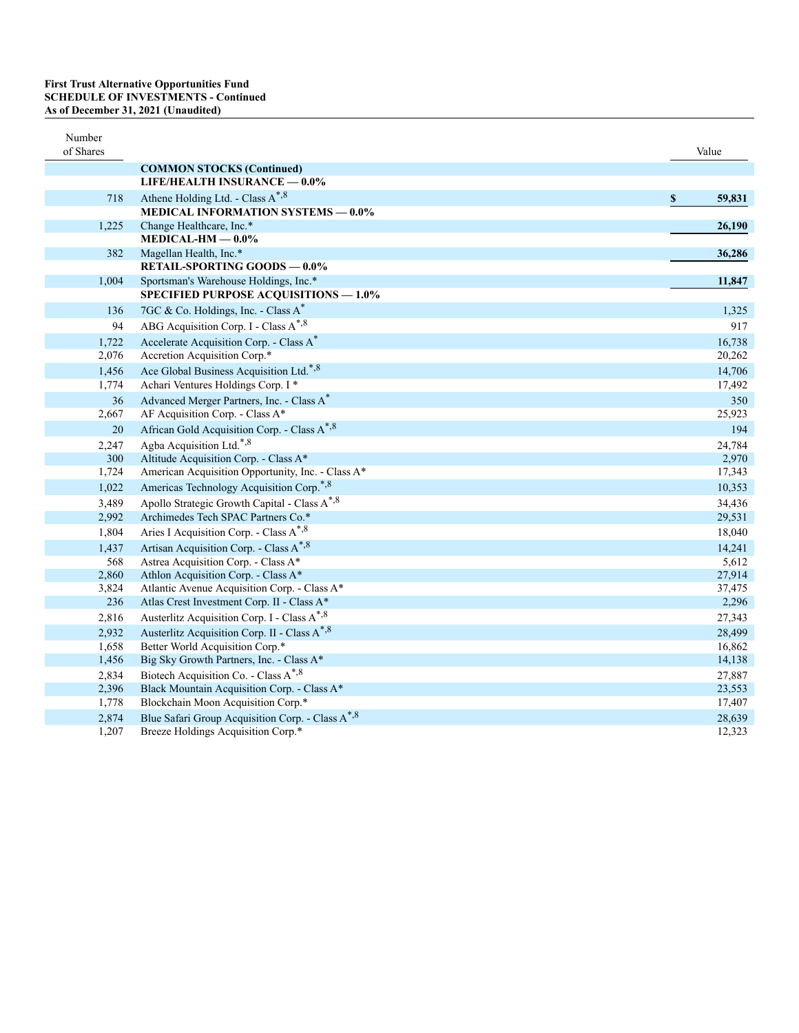**First Trust Alternative Opportunities Fund**
**SCHEDULE OF INVESTMENTS - Continued**
**As of December 31, 2021 (Unaudited)**

| Number of Shares | | Value |
|---|---|---|
| | **COMMON STOCKS (Continued)** | |
| | **LIFE/HEALTH INSURANCE — 0.0%** | |
| 718 | Athene Holding Ltd. - Class A*,8 | $ 59,831 |
| | **MEDICAL INFORMATION SYSTEMS — 0.0%** | |
| 1,225 | Change Healthcare, Inc.* | 26,190 |
| | **MEDICAL-HM — 0.0%** | |
| 382 | Magellan Health, Inc.* | 36,286 |
| | **RETAIL-SPORTING GOODS — 0.0%** | |
| 1,004 | Sportsman's Warehouse Holdings, Inc.* | 11,847 |
| | **SPECIFIED PURPOSE ACQUISITIONS — 1.0%** | |
| 136 | 7GC & Co. Holdings, Inc. - Class A* | 1,325 |
| 94 | ABG Acquisition Corp. I - Class A*,8 | 917 |
| 1,722 | Accelerate Acquisition Corp. - Class A* | 16,738 |
| 2,076 | Accretion Acquisition Corp.* | 20,262 |
| 1,456 | Ace Global Business Acquisition Ltd.*,8 | 14,706 |
| 1,774 | Achari Ventures Holdings Corp. I * | 17,492 |
| 36 | Advanced Merger Partners, Inc. - Class A* | 350 |
| 2,667 | AF Acquisition Corp. - Class A* | 25,923 |
| 20 | African Gold Acquisition Corp. - Class A*,8 | 194 |
| 2,247 | Agba Acquisition Ltd.*,8 | 24,784 |
| 300 | Altitude Acquisition Corp. - Class A* | 2,970 |
| 1,724 | American Acquisition Opportunity, Inc. - Class A* | 17,343 |
| 1,022 | Americas Technology Acquisition Corp.*,8 | 10,353 |
| 3,489 | Apollo Strategic Growth Capital - Class A*,8 | 34,436 |
| 2,992 | Archimedes Tech SPAC Partners Co.* | 29,531 |
| 1,804 | Aries I Acquisition Corp. - Class A*,8 | 18,040 |
| 1,437 | Artisan Acquisition Corp. - Class A*,8 | 14,241 |
| 568 | Astrea Acquisition Corp. - Class A* | 5,612 |
| 2,860 | Athlon Acquisition Corp. - Class A* | 27,914 |
| 3,824 | Atlantic Avenue Acquisition Corp. - Class A* | 37,475 |
| 236 | Atlas Crest Investment Corp. II - Class A* | 2,296 |
| 2,816 | Austerlitz Acquisition Corp. I - Class A*,8 | 27,343 |
| 2,932 | Austerlitz Acquisition Corp. II - Class A*,8 | 28,499 |
| 1,658 | Better World Acquisition Corp.* | 16,862 |
| 1,456 | Big Sky Growth Partners, Inc. - Class A* | 14,138 |
| 2,834 | Biotech Acquisition Co. - Class A*,8 | 27,887 |
| 2,396 | Black Mountain Acquisition Corp. - Class A* | 23,553 |
| 1,778 | Blockchain Moon Acquisition Corp.* | 17,407 |
| 2,874 | Blue Safari Group Acquisition Corp. - Class A*,8 | 28,639 |
| 1,207 | Breeze Holdings Acquisition Corp.* | 12,323 |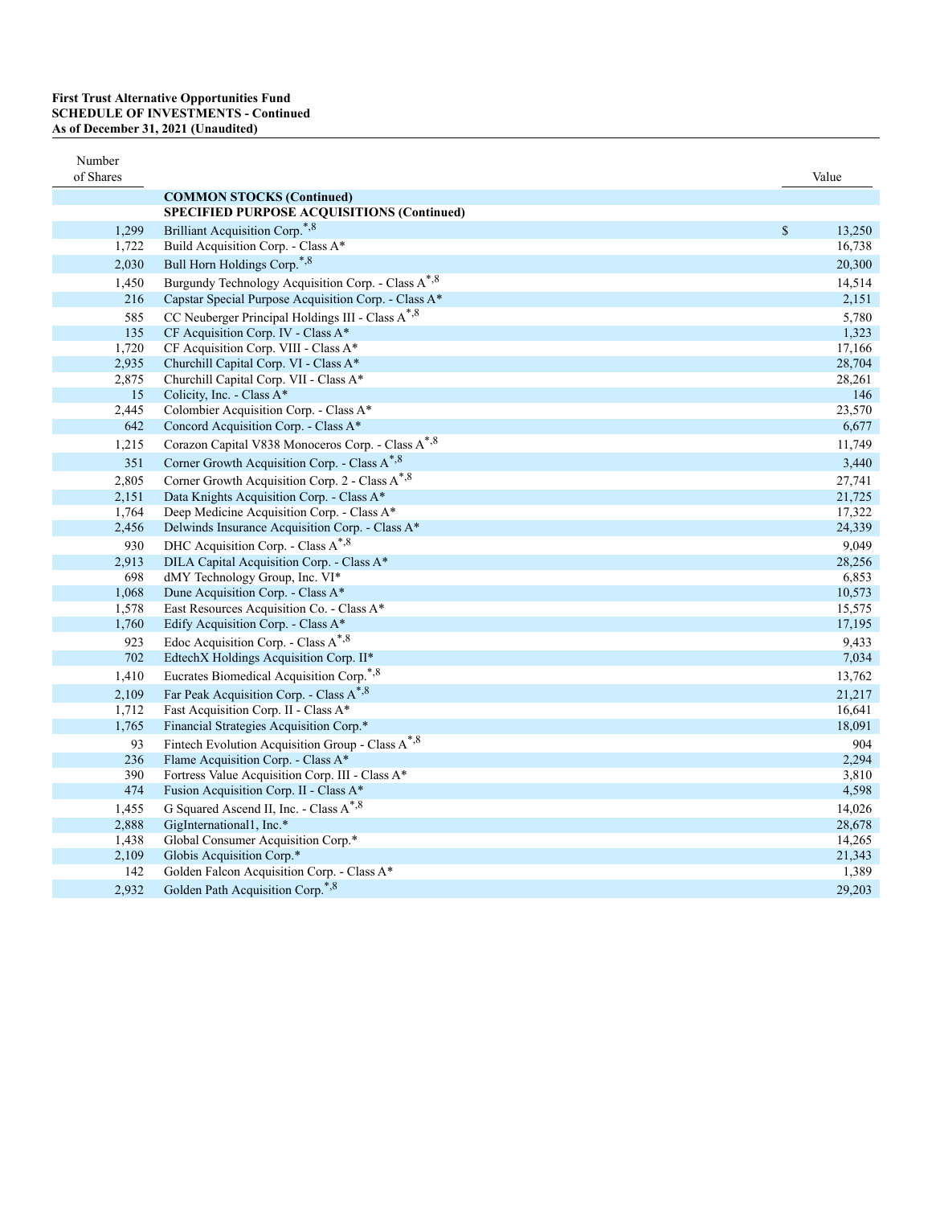**First Trust Alternative Opportunities Fund**
**SCHEDULE OF INVESTMENTS - Continued**
**As of December 31, 2021 (Unaudited)**

| Number of Shares | | Value |
|---|---|---|
| | **COMMON STOCKS (Continued)** | |
| | **SPECIFIED PURPOSE ACQUISITIONS (Continued)** | |
| 1,299 | Brilliant Acquisition Corp.*,8 | $ 13,250 |
| 1,722 | Build Acquisition Corp. - Class A* | 16,738 |
| 2,030 | Bull Horn Holdings Corp.*,8 | 20,300 |
| 1,450 | Burgundy Technology Acquisition Corp. - Class A*,8 | 14,514 |
| 216 | Capstar Special Purpose Acquisition Corp. - Class A* | 2,151 |
| 585 | CC Neuberger Principal Holdings III - Class A*,8 | 5,780 |
| 135 | CF Acquisition Corp. IV - Class A* | 1,323 |
| 1,720 | CF Acquisition Corp. VIII - Class A* | 17,166 |
| 2,935 | Churchill Capital Corp. VI - Class A* | 28,704 |
| 2,875 | Churchill Capital Corp. VII - Class A* | 28,261 |
| 15 | Colicity, Inc. - Class A* | 146 |
| 2,445 | Colombier Acquisition Corp. - Class A* | 23,570 |
| 642 | Concord Acquisition Corp. - Class A* | 6,677 |
| 1,215 | Corazon Capital V838 Monoceros Corp. - Class A*,8 | 11,749 |
| 351 | Corner Growth Acquisition Corp. - Class A*,8 | 3,440 |
| 2,805 | Corner Growth Acquisition Corp. 2 - Class A*,8 | 27,741 |
| 2,151 | Data Knights Acquisition Corp. - Class A* | 21,725 |
| 1,764 | Deep Medicine Acquisition Corp. - Class A* | 17,322 |
| 2,456 | Delwinds Insurance Acquisition Corp. - Class A* | 24,339 |
| 930 | DHC Acquisition Corp. - Class A*,8 | 9,049 |
| 2,913 | DILA Capital Acquisition Corp. - Class A* | 28,256 |
| 698 | dMY Technology Group, Inc. VI* | 6,853 |
| 1,068 | Dune Acquisition Corp. - Class A* | 10,573 |
| 1,578 | East Resources Acquisition Co. - Class A* | 15,575 |
| 1,760 | Edify Acquisition Corp. - Class A* | 17,195 |
| 923 | Edoc Acquisition Corp. - Class A*,8 | 9,433 |
| 702 | EdtechX Holdings Acquisition Corp. II* | 7,034 |
| 1,410 | Eucrates Biomedical Acquisition Corp.*,8 | 13,762 |
| 2,109 | Far Peak Acquisition Corp. - Class A*,8 | 21,217 |
| 1,712 | Fast Acquisition Corp. II - Class A* | 16,641 |
| 1,765 | Financial Strategies Acquisition Corp.* | 18,091 |
| 93 | Fintech Evolution Acquisition Group - Class A*,8 | 904 |
| 236 | Flame Acquisition Corp. - Class A* | 2,294 |
| 390 | Fortress Value Acquisition Corp. III - Class A* | 3,810 |
| 474 | Fusion Acquisition Corp. II - Class A* | 4,598 |
| 1,455 | G Squared Ascend II, Inc. - Class A*,8 | 14,026 |
| 2,888 | GigInternational1, Inc.* | 28,678 |
| 1,438 | Global Consumer Acquisition Corp.* | 14,265 |
| 2,109 | Globis Acquisition Corp.* | 21,343 |
| 142 | Golden Falcon Acquisition Corp. - Class A* | 1,389 |
| 2,932 | Golden Path Acquisition Corp.*,8 | 29,203 |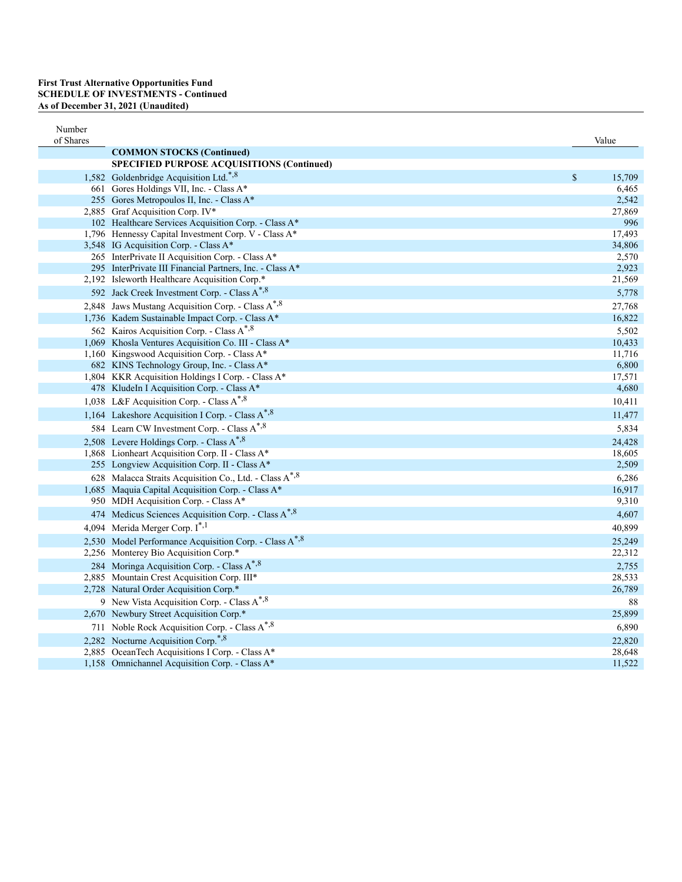**First Trust Alternative Opportunities Fund**
**SCHEDULE OF INVESTMENTS - Continued**
**As of December 31, 2021 (Unaudited)**

| Number of Shares | | Value |
|---|---|---|
| | **COMMON STOCKS (Continued)** | |
| | **SPECIFIED PURPOSE ACQUISITIONS (Continued)** | |
| 1,582 | Goldenbridge Acquisition Ltd.*,8 | $ 15,709 |
| 661 | Gores Holdings VII, Inc. - Class A* | 6,465 |
| 255 | Gores Metropoulos II, Inc. - Class A* | 2,542 |
| 2,885 | Graf Acquisition Corp. IV* | 27,869 |
| 102 | Healthcare Services Acquisition Corp. - Class A* | 996 |
| 1,796 | Hennessy Capital Investment Corp. V - Class A* | 17,493 |
| 3,548 | IG Acquisition Corp. - Class A* | 34,806 |
| 265 | InterPrivate II Acquisition Corp. - Class A* | 2,570 |
| 295 | InterPrivate III Financial Partners, Inc. - Class A* | 2,923 |
| 2,192 | Isleworth Healthcare Acquisition Corp.* | 21,569 |
| 592 | Jack Creek Investment Corp. - Class A*,8 | 5,778 |
| 2,848 | Jaws Mustang Acquisition Corp. - Class A*,8 | 27,768 |
| 1,736 | Kadem Sustainable Impact Corp. - Class A* | 16,822 |
| 562 | Kairos Acquisition Corp. - Class A*,8 | 5,502 |
| 1,069 | Khosla Ventures Acquisition Co. III - Class A* | 10,433 |
| 1,160 | Kingswood Acquisition Corp. - Class A* | 11,716 |
| 682 | KINS Technology Group, Inc. - Class A* | 6,800 |
| 1,804 | KKR Acquisition Holdings I Corp. - Class A* | 17,571 |
| 478 | KludeIn I Acquisition Corp. - Class A* | 4,680 |
| 1,038 | L&F Acquisition Corp. - Class A*,8 | 10,411 |
| 1,164 | Lakeshore Acquisition I Corp. - Class A*,8 | 11,477 |
| 584 | Learn CW Investment Corp. - Class A*,8 | 5,834 |
| 2,508 | Levere Holdings Corp. - Class A*,8 | 24,428 |
| 1,868 | Lionheart Acquisition Corp. II - Class A* | 18,605 |
| 255 | Longview Acquisition Corp. II - Class A* | 2,509 |
| 628 | Malacca Straits Acquisition Co., Ltd. - Class A*,8 | 6,286 |
| 1,685 | Maquia Capital Acquisition Corp. - Class A* | 16,917 |
| 950 | MDH Acquisition Corp. - Class A* | 9,310 |
| 474 | Medicus Sciences Acquisition Corp. - Class A*,8 | 4,607 |
| 4,094 | Merida Merger Corp. I*,1 | 40,899 |
| 2,530 | Model Performance Acquisition Corp. - Class A*,8 | 25,249 |
| 2,256 | Monterey Bio Acquisition Corp.* | 22,312 |
| 284 | Moringa Acquisition Corp. - Class A*,8 | 2,755 |
| 2,885 | Mountain Crest Acquisition Corp. III* | 28,533 |
| 2,728 | Natural Order Acquisition Corp.* | 26,789 |
| 9 | New Vista Acquisition Corp. - Class A*,8 | 88 |
| 2,670 | Newbury Street Acquisition Corp.* | 25,899 |
| 711 | Noble Rock Acquisition Corp. - Class A*,8 | 6,890 |
| 2,282 | Nocturne Acquisition Corp.*,8 | 22,820 |
| 2,885 | OceanTech Acquisitions I Corp. - Class A* | 28,648 |
| 1,158 | Omnichannel Acquisition Corp. - Class A* | 11,522 |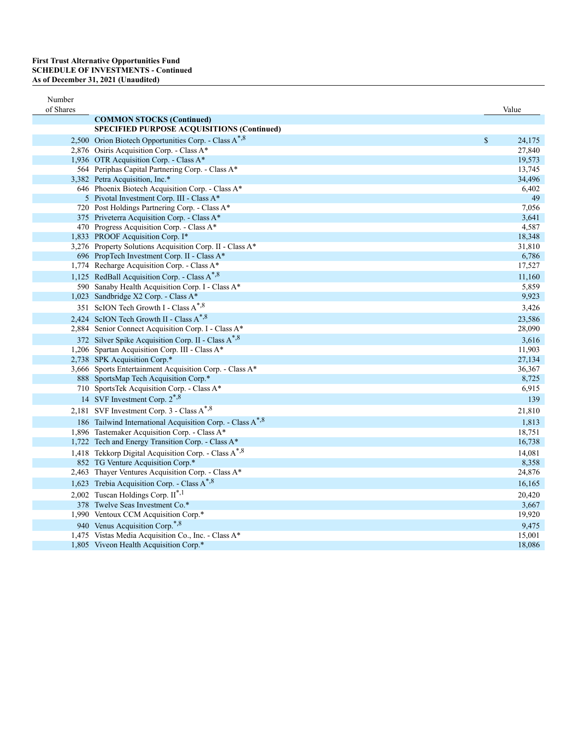**First Trust Alternative Opportunities Fund**
**SCHEDULE OF INVESTMENTS - Continued**
**As of December 31, 2021 (Unaudited)**

| Number of Shares | | Value |
|---|---|---|
| | **COMMON STOCKS (Continued)** | |
| | **SPECIFIED PURPOSE ACQUISITIONS (Continued)** | |
| 2,500 | Orion Biotech Opportunities Corp. - Class A*,8 | $ 24,175 |
| 2,876 | Osiris Acquisition Corp. - Class A* | 27,840 |
| 1,936 | OTR Acquisition Corp. - Class A* | 19,573 |
| 564 | Periphas Capital Partnering Corp. - Class A* | 13,745 |
| 3,382 | Petra Acquisition, Inc.* | 34,496 |
| 646 | Phoenix Biotech Acquisition Corp. - Class A* | 6,402 |
| 5 | Pivotal Investment Corp. III - Class A* | 49 |
| 720 | Post Holdings Partnering Corp. - Class A* | 7,056 |
| 375 | Priveterra Acquisition Corp. - Class A* | 3,641 |
| 470 | Progress Acquisition Corp. - Class A* | 4,587 |
| 1,833 | PROOF Acquisition Corp. I* | 18,348 |
| 3,276 | Property Solutions Acquisition Corp. II - Class A* | 31,810 |
| 696 | PropTech Investment Corp. II - Class A* | 6,786 |
| 1,774 | Recharge Acquisition Corp. - Class A* | 17,527 |
| 1,125 | RedBall Acquisition Corp. - Class A*,8 | 11,160 |
| 590 | Sanaby Health Acquisition Corp. I - Class A* | 5,859 |
| 1,023 | Sandbridge X2 Corp. - Class A* | 9,923 |
| 351 | ScION Tech Growth I - Class A*,8 | 3,426 |
| 2,424 | ScION Tech Growth II - Class A*,8 | 23,586 |
| 2,884 | Senior Connect Acquisition Corp. I - Class A* | 28,090 |
| 372 | Silver Spike Acquisition Corp. II - Class A*,8 | 3,616 |
| 1,206 | Spartan Acquisition Corp. III - Class A* | 11,903 |
| 2,738 | SPK Acquisition Corp.* | 27,134 |
| 3,666 | Sports Entertainment Acquisition Corp. - Class A* | 36,367 |
| 888 | SportsMap Tech Acquisition Corp.* | 8,725 |
| 710 | SportsTek Acquisition Corp. - Class A* | 6,915 |
| 14 | SVF Investment Corp. 2*,8 | 139 |
| 2,181 | SVF Investment Corp. 3 - Class A*,8 | 21,810 |
| 186 | Tailwind International Acquisition Corp. - Class A*,8 | 1,813 |
| 1,896 | Tastemaker Acquisition Corp. - Class A* | 18,751 |
| 1,722 | Tech and Energy Transition Corp. - Class A* | 16,738 |
| 1,418 | Tekkorp Digital Acquisition Corp. - Class A*,8 | 14,081 |
| 852 | TG Venture Acquisition Corp.* | 8,358 |
| 2,463 | Thayer Ventures Acquisition Corp. - Class A* | 24,876 |
| 1,623 | Trebia Acquisition Corp. - Class A*,8 | 16,165 |
| 2,002 | Tuscan Holdings Corp. II*,1 | 20,420 |
| 378 | Twelve Seas Investment Co.* | 3,667 |
| 1,990 | Ventoux CCM Acquisition Corp.* | 19,920 |
| 940 | Venus Acquisition Corp.*,8 | 9,475 |
| 1,475 | Vistas Media Acquisition Co., Inc. - Class A* | 15,001 |
| 1,805 | Viveon Health Acquisition Corp.* | 18,086 |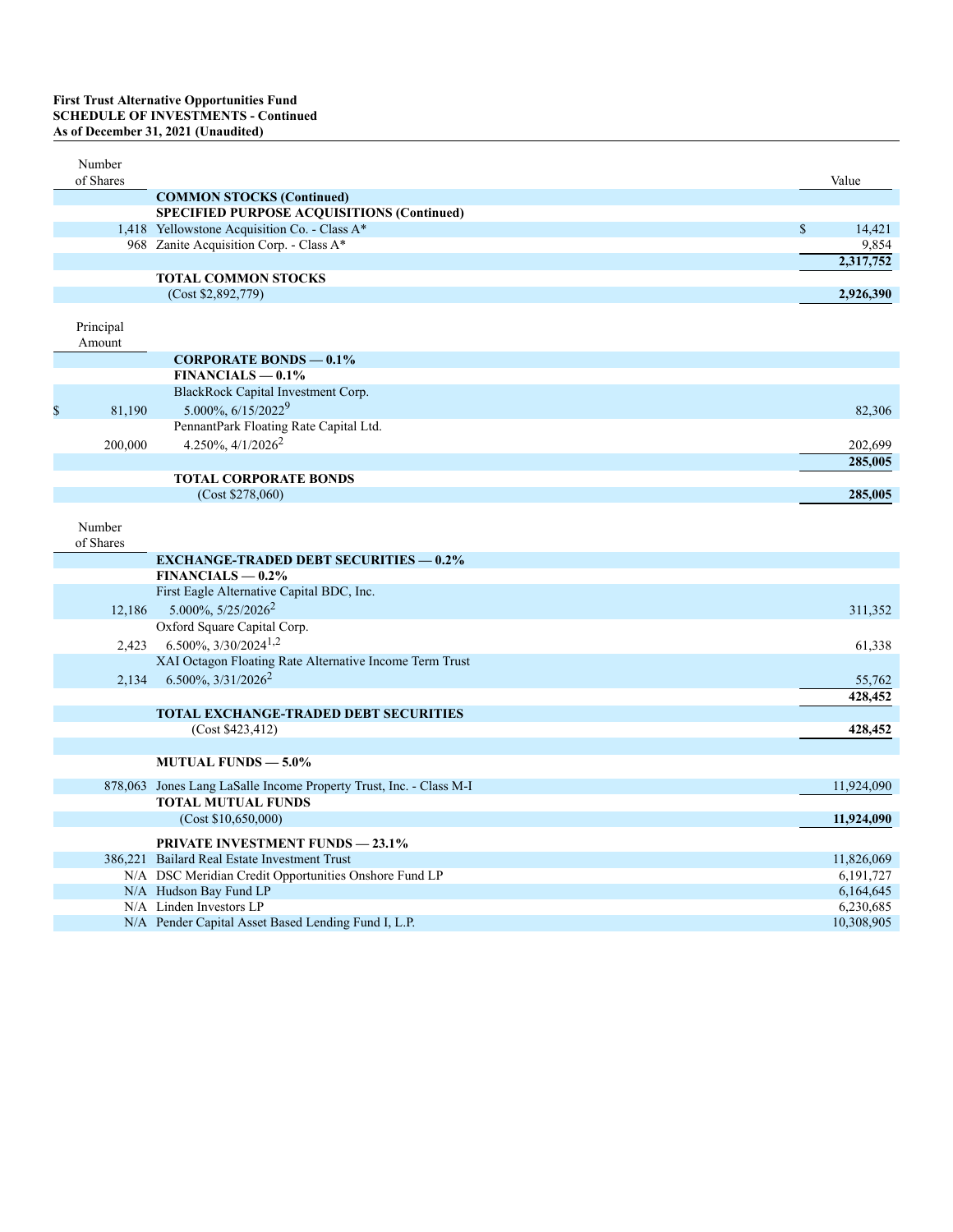**First Trust Alternative Opportunities Fund**
**SCHEDULE OF INVESTMENTS - Continued**
**As of December 31, 2021 (Unaudited)**

| Number of Shares | | Value |
|---|---|---|
| | **COMMON STOCKS (Continued)** | |
| | **SPECIFIED PURPOSE ACQUISITIONS (Continued)** | |
| 1,418 | Yellowstone Acquisition Co. - Class A* | $ 14,421 |
| 968 | Zanite Acquisition Corp. - Class A* | 9,854 |
| | | **2,317,752** |
| | **TOTAL COMMON STOCKS** | |
| | (Cost $2,892,779) | **2,926,390** |

| Principal Amount | | Value |
|---|---|---|
| | **CORPORATE BONDS — 0.1%** | |
| | **FINANCIALS — 0.1%** | |
| | BlackRock Capital Investment Corp. | |
| $ 81,190 | 5.000%, 6/15/2022[9] | 82,306 |
| | PennantPark Floating Rate Capital Ltd. | |
| 200,000 | 4.250%, 4/1/2026[2] | 202,699 |
| | | **285,005** |
| | **TOTAL CORPORATE BONDS** | |
| | (Cost $278,060) | **285,005** |

| Number of Shares | | Value |
|---|---|---|
| | **EXCHANGE-TRADED DEBT SECURITIES — 0.2%** | |
| | **FINANCIALS — 0.2%** | |
| | First Eagle Alternative Capital BDC, Inc. | |
| 12,186 | 5.000%, 5/25/2026[2] | 311,352 |
| | Oxford Square Capital Corp. | |
| 2,423 | 6.500%, 3/30/2024[1,2] | 61,338 |
| | XAI Octagon Floating Rate Alternative Income Term Trust | |
| 2,134 | 6.500%, 3/31/2026[2] | 55,762 |
| | | **428,452** |
| | **TOTAL EXCHANGE-TRADED DEBT SECURITIES** | |
| | (Cost $423,412) | **428,452** |
| | **MUTUAL FUNDS — 5.0%** | |
| 878,063 | Jones Lang LaSalle Income Property Trust, Inc. - Class M-I | 11,924,090 |
| | **TOTAL MUTUAL FUNDS** | |
| | (Cost $10,650,000) | **11,924,090** |
| | **PRIVATE INVESTMENT FUNDS — 23.1%** | |
| 386,221 | Bailard Real Estate Investment Trust | 11,826,069 |
| N/A | DSC Meridian Credit Opportunities Onshore Fund LP | 6,191,727 |
| N/A | Hudson Bay Fund LP | 6,164,645 |
| N/A | Linden Investors LP | 6,230,685 |
| N/A | Pender Capital Asset Based Lending Fund I, L.P. | 10,308,905 |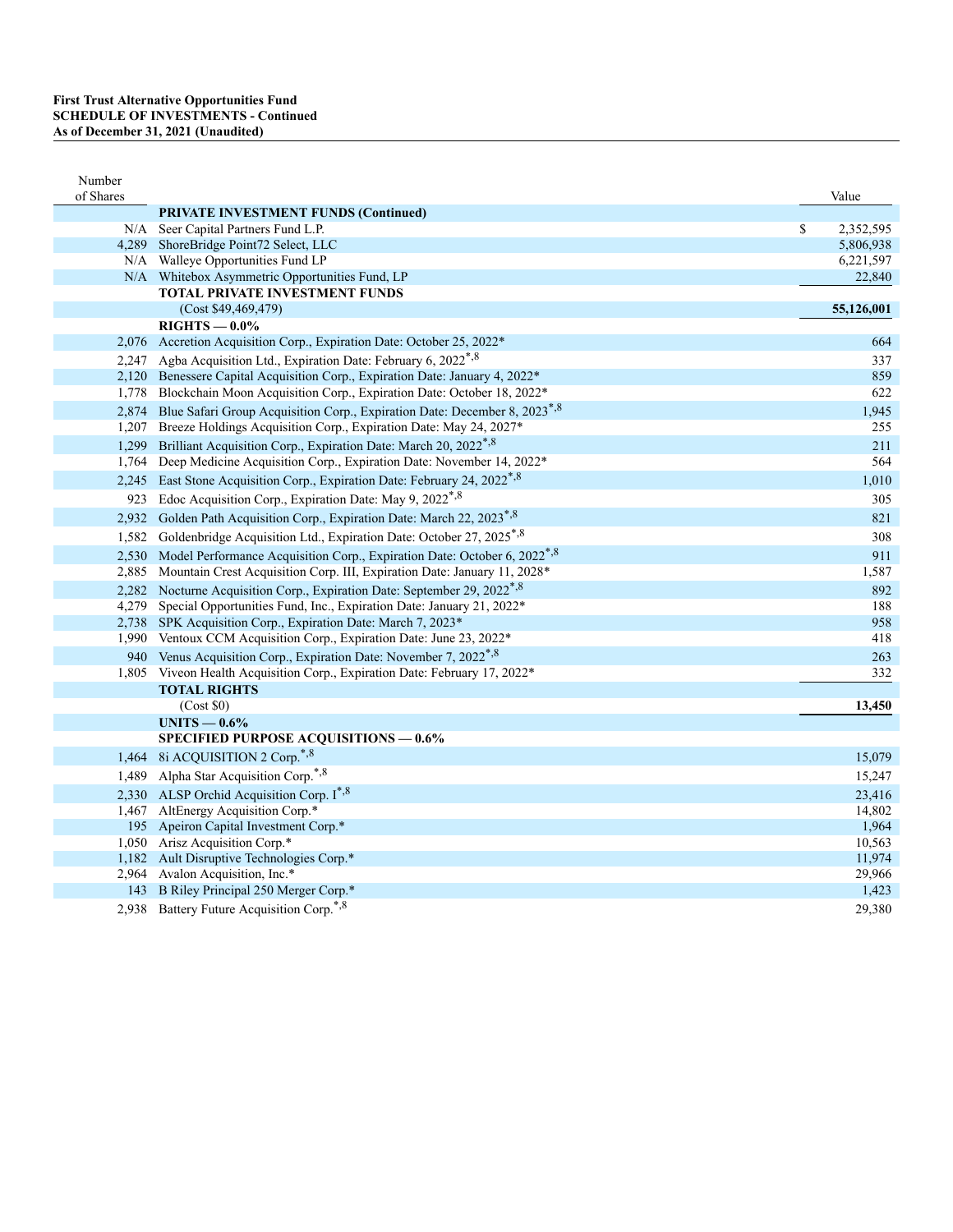**First Trust Alternative Opportunities Fund**
**SCHEDULE OF INVESTMENTS - Continued**
**As of December 31, 2021 (Unaudited)**

| Number of Shares | | Value |
|---|---|---|
| | **PRIVATE INVESTMENT FUNDS (Continued)** | |
| N/A | Seer Capital Partners Fund L.P. | $ 2,352,595 |
| 4,289 | ShoreBridge Point72 Select, LLC | 5,806,938 |
| N/A | Walleye Opportunities Fund LP | 6,221,597 |
| N/A | Whitebox Asymmetric Opportunities Fund, LP | 22,840 |
| | **TOTAL PRIVATE INVESTMENT FUNDS** | |
| | (Cost $49,469,479) | **55,126,001** |
| | **RIGHTS — 0.0%** | |
| 2,076 | Accretion Acquisition Corp., Expiration Date: October 25, 2022* | 664 |
| 2,247 | Agba Acquisition Ltd., Expiration Date: February 6, 2022*,8 | 337 |
| 2,120 | Benessere Capital Acquisition Corp., Expiration Date: January 4, 2022* | 859 |
| 1,778 | Blockchain Moon Acquisition Corp., Expiration Date: October 18, 2022* | 622 |
| 2,874 | Blue Safari Group Acquisition Corp., Expiration Date: December 8, 2023*,8 | 1,945 |
| 1,207 | Breeze Holdings Acquisition Corp., Expiration Date: May 24, 2027* | 255 |
| 1,299 | Brilliant Acquisition Corp., Expiration Date: March 20, 2022*,8 | 211 |
| 1,764 | Deep Medicine Acquisition Corp., Expiration Date: November 14, 2022* | 564 |
| 2,245 | East Stone Acquisition Corp., Expiration Date: February 24, 2022*,8 | 1,010 |
| 923 | Edoc Acquisition Corp., Expiration Date: May 9, 2022*,8 | 305 |
| 2,932 | Golden Path Acquisition Corp., Expiration Date: March 22, 2023*,8 | 821 |
| 1,582 | Goldenbridge Acquisition Ltd., Expiration Date: October 27, 2025*,8 | 308 |
| 2,530 | Model Performance Acquisition Corp., Expiration Date: October 6, 2022*,8 | 911 |
| 2,885 | Mountain Crest Acquisition Corp. III, Expiration Date: January 11, 2028* | 1,587 |
| 2,282 | Nocturne Acquisition Corp., Expiration Date: September 29, 2022*,8 | 892 |
| 4,279 | Special Opportunities Fund, Inc., Expiration Date: January 21, 2022* | 188 |
| 2,738 | SPK Acquisition Corp., Expiration Date: March 7, 2023* | 958 |
| 1,990 | Ventoux CCM Acquisition Corp., Expiration Date: June 23, 2022* | 418 |
| 940 | Venus Acquisition Corp., Expiration Date: November 7, 2022*,8 | 263 |
| 1,805 | Viveon Health Acquisition Corp., Expiration Date: February 17, 2022* | 332 |
| | **TOTAL RIGHTS** | |
| | (Cost $0) | **13,450** |
| | **UNITS — 0.6%** | |
| | **SPECIFIED PURPOSE ACQUISITIONS — 0.6%** | |
| 1,464 | 8i ACQUISITION 2 Corp.*,8 | 15,079 |
| 1,489 | Alpha Star Acquisition Corp.*,8 | 15,247 |
| 2,330 | ALSP Orchid Acquisition Corp. I*,8 | 23,416 |
| 1,467 | AltEnergy Acquisition Corp.* | 14,802 |
| 195 | Apeiron Capital Investment Corp.* | 1,964 |
| 1,050 | Arisz Acquisition Corp.* | 10,563 |
| 1,182 | Ault Disruptive Technologies Corp.* | 11,974 |
| 2,964 | Avalon Acquisition, Inc.* | 29,966 |
| 143 | B Riley Principal 250 Merger Corp.* | 1,423 |
| 2,938 | Battery Future Acquisition Corp.*,8 | 29,380 |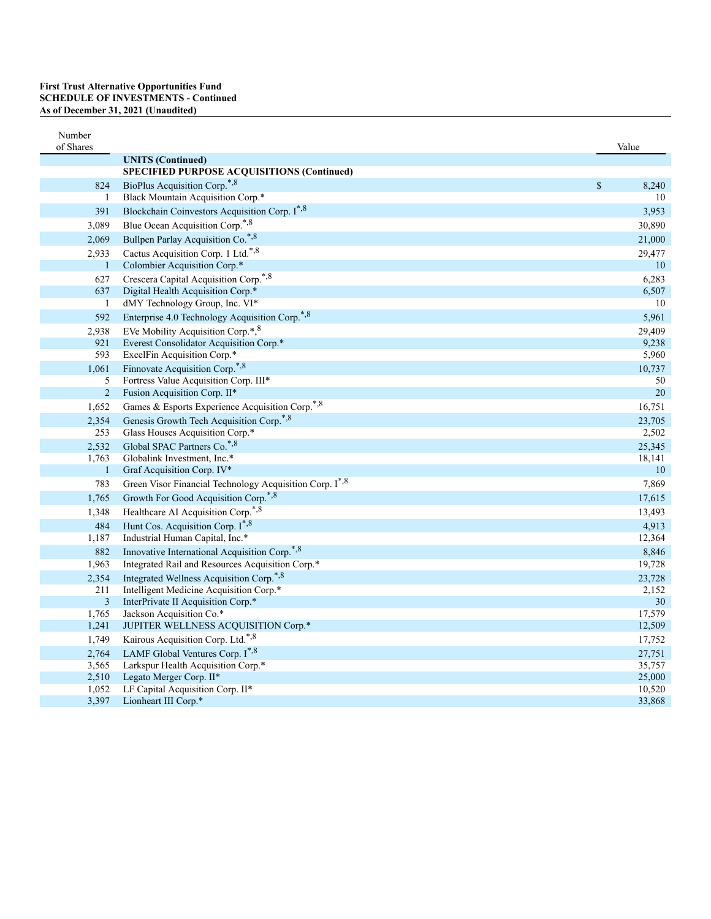**First Trust Alternative Opportunities Fund**
**SCHEDULE OF INVESTMENTS - Continued**
**As of December 31, 2021 (Unaudited)**

| Number of Shares | | Value |
|---|---|---|
| | **UNITS (Continued)** | |
| | **SPECIFIED PURPOSE ACQUISITIONS (Continued)** | |
| 824 | BioPlus Acquisition Corp.*,8 | $ 8,240 |
| 1 | Black Mountain Acquisition Corp.* | 10 |
| 391 | Blockchain Coinvestors Acquisition Corp. I*,8 | 3,953 |
| 3,089 | Blue Ocean Acquisition Corp.*,8 | 30,890 |
| 2,069 | Bullpen Parlay Acquisition Co.*,8 | 21,000 |
| 2,933 | Cactus Acquisition Corp. 1 Ltd.*,8 | 29,477 |
| 1 | Colombier Acquisition Corp.* | 10 |
| 627 | Crescera Capital Acquisition Corp.*,8 | 6,283 |
| 637 | Digital Health Acquisition Corp.* | 6,507 |
| 1 | dMY Technology Group, Inc. VI* | 10 |
| 592 | Enterprise 4.0 Technology Acquisition Corp.*,8 | 5,961 |
| 2,938 | EVe Mobility Acquisition Corp.*,8 | 29,409 |
| 921 | Everest Consolidator Acquisition Corp.* | 9,238 |
| 593 | ExcelFin Acquisition Corp.* | 5,960 |
| 1,061 | Finnovate Acquisition Corp.*,8 | 10,737 |
| 5 | Fortress Value Acquisition Corp. III* | 50 |
| 2 | Fusion Acquisition Corp. II* | 20 |
| 1,652 | Games & Esports Experience Acquisition Corp.*,8 | 16,751 |
| 2,354 | Genesis Growth Tech Acquisition Corp.*,8 | 23,705 |
| 253 | Glass Houses Acquisition Corp.* | 2,502 |
| 2,532 | Global SPAC Partners Co.*,8 | 25,345 |
| 1,763 | Globalink Investment, Inc.* | 18,141 |
| 1 | Graf Acquisition Corp. IV* | 10 |
| 783 | Green Visor Financial Technology Acquisition Corp. I*,8 | 7,869 |
| 1,765 | Growth For Good Acquisition Corp.*,8 | 17,615 |
| 1,348 | Healthcare AI Acquisition Corp.*,8 | 13,493 |
| 484 | Hunt Cos. Acquisition Corp. I*,8 | 4,913 |
| 1,187 | Industrial Human Capital, Inc.* | 12,364 |
| 882 | Innovative International Acquisition Corp.*,8 | 8,846 |
| 1,963 | Integrated Rail and Resources Acquisition Corp.* | 19,728 |
| 2,354 | Integrated Wellness Acquisition Corp.*,8 | 23,728 |
| 211 | Intelligent Medicine Acquisition Corp.* | 2,152 |
| 3 | InterPrivate II Acquisition Corp.* | 30 |
| 1,765 | Jackson Acquisition Co.* | 17,579 |
| 1,241 | JUPITER WELLNESS ACQUISITION Corp.* | 12,509 |
| 1,749 | Kairous Acquisition Corp. Ltd.*,8 | 17,752 |
| 2,764 | LAMF Global Ventures Corp. I*,8 | 27,751 |
| 3,565 | Larkspur Health Acquisition Corp.* | 35,757 |
| 2,510 | Legato Merger Corp. II* | 25,000 |
| 1,052 | LF Capital Acquisition Corp. II* | 10,520 |
| 3,397 | Lionheart III Corp.* | 33,868 |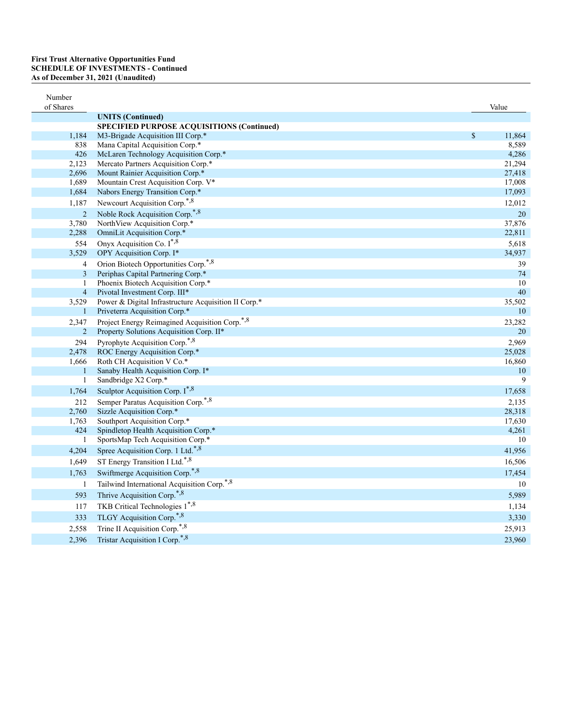**First Trust Alternative Opportunities Fund**
**SCHEDULE OF INVESTMENTS - Continued**
**As of December 31, 2021 (Unaudited)**

| Number of Shares | | Value |
|---|---|---|
| | **UNITS (Continued)** | |
| | **SPECIFIED PURPOSE ACQUISITIONS (Continued)** | |
| 1,184 | M3-Brigade Acquisition III Corp.* | $ 11,864 |
| 838 | Mana Capital Acquisition Corp.* | 8,589 |
| 426 | McLaren Technology Acquisition Corp.* | 4,286 |
| 2,123 | Mercato Partners Acquisition Corp.* | 21,294 |
| 2,696 | Mount Rainier Acquisition Corp.* | 27,418 |
| 1,689 | Mountain Crest Acquisition Corp. V* | 17,008 |
| 1,684 | Nabors Energy Transition Corp.* | 17,093 |
| 1,187 | Newcourt Acquisition Corp.*,8 | 12,012 |
| 2 | Noble Rock Acquisition Corp.*,8 | 20 |
| 3,780 | NorthView Acquisition Corp.* | 37,876 |
| 2,288 | OmniLit Acquisition Corp.* | 22,811 |
| 554 | Onyx Acquisition Co. I*,8 | 5,618 |
| 3,529 | OPY Acquisition Corp. I* | 34,937 |
| 4 | Orion Biotech Opportunities Corp.*,8 | 39 |
| 3 | Periphas Capital Partnering Corp.* | 74 |
| 1 | Phoenix Biotech Acquisition Corp.* | 10 |
| 4 | Pivotal Investment Corp. III* | 40 |
| 3,529 | Power & Digital Infrastructure Acquisition II Corp.* | 35,502 |
| 1 | Priveterra Acquisition Corp.* | 10 |
| 2,347 | Project Energy Reimagined Acquisition Corp.*,8 | 23,282 |
| 2 | Property Solutions Acquisition Corp. II* | 20 |
| 294 | Pyrophyte Acquisition Corp.*,8 | 2,969 |
| 2,478 | ROC Energy Acquisition Corp.* | 25,028 |
| 1,666 | Roth CH Acquisition V Co.* | 16,860 |
| 1 | Sanaby Health Acquisition Corp. I* | 10 |
| 1 | Sandbridge X2 Corp.* | 9 |
| 1,764 | Sculptor Acquisition Corp. I*,8 | 17,658 |
| 212 | Semper Paratus Acquisition Corp.*,8 | 2,135 |
| 2,760 | Sizzle Acquisition Corp.* | 28,318 |
| 1,763 | Southport Acquisition Corp.* | 17,630 |
| 424 | Spindletop Health Acquisition Corp.* | 4,261 |
| 1 | SportsMap Tech Acquisition Corp.* | 10 |
| 4,204 | Spree Acquisition Corp. 1 Ltd.*,8 | 41,956 |
| 1,649 | ST Energy Transition I Ltd.*,8 | 16,506 |
| 1,763 | Swiftmerge Acquisition Corp.*,8 | 17,454 |
| 1 | Tailwind International Acquisition Corp.*,8 | 10 |
| 593 | Thrive Acquisition Corp.*,8 | 5,989 |
| 117 | TKB Critical Technologies 1*,8 | 1,134 |
| 333 | TLGY Acquisition Corp.*,8 | 3,330 |
| 2,558 | Trine II Acquisition Corp.*,8 | 25,913 |
| 2,396 | Tristar Acquisition I Corp.*,8 | 23,960 |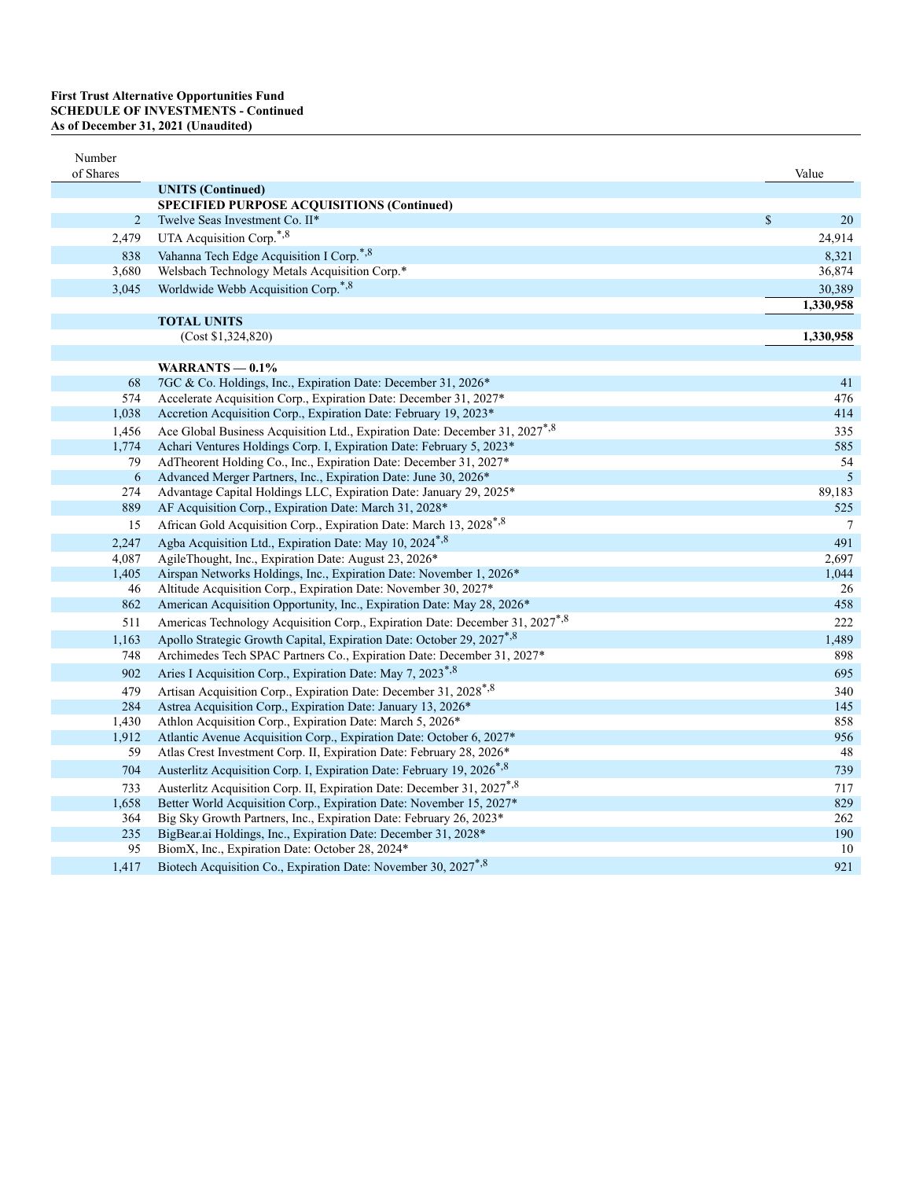**First Trust Alternative Opportunities Fund**
**SCHEDULE OF INVESTMENTS - Continued**
**As of December 31, 2021 (Unaudited)**

| Number of Shares | | Value |
|---|---|---|
| | **UNITS (Continued)** | |
| | **SPECIFIED PURPOSE ACQUISITIONS (Continued)** | |
| 2 | Twelve Seas Investment Co. II* | $ 20 |
| 2,479 | UTA Acquisition Corp.*,8 | 24,914 |
| 838 | Vahanna Tech Edge Acquisition I Corp.*,8 | 8,321 |
| 3,680 | Welsbach Technology Metals Acquisition Corp.* | 36,874 |
| 3,045 | Worldwide Webb Acquisition Corp.*,8 | 30,389 |
| | | **1,330,958** |
| | **TOTAL UNITS** | |
| | (Cost $1,324,820) | **1,330,958** |
| | | |
| | **WARRANTS — 0.1%** | |
| 68 | 7GC & Co. Holdings, Inc., Expiration Date: December 31, 2026* | 41 |
| 574 | Accelerate Acquisition Corp., Expiration Date: December 31, 2027* | 476 |
| 1,038 | Accretion Acquisition Corp., Expiration Date: February 19, 2023* | 414 |
| 1,456 | Ace Global Business Acquisition Ltd., Expiration Date: December 31, 2027*,8 | 335 |
| 1,774 | Achari Ventures Holdings Corp. I, Expiration Date: February 5, 2023* | 585 |
| 79 | AdTheorent Holding Co., Inc., Expiration Date: December 31, 2027* | 54 |
| 6 | Advanced Merger Partners, Inc., Expiration Date: June 30, 2026* | 5 |
| 274 | Advantage Capital Holdings LLC, Expiration Date: January 29, 2025* | 89,183 |
| 889 | AF Acquisition Corp., Expiration Date: March 31, 2028* | 525 |
| 15 | African Gold Acquisition Corp., Expiration Date: March 13, 2028*,8 | 7 |
| 2,247 | Agba Acquisition Ltd., Expiration Date: May 10, 2024*,8 | 491 |
| 4,087 | AgileThought, Inc., Expiration Date: August 23, 2026* | 2,697 |
| 1,405 | Airspan Networks Holdings, Inc., Expiration Date: November 1, 2026* | 1,044 |
| 46 | Altitude Acquisition Corp., Expiration Date: November 30, 2027* | 26 |
| 862 | American Acquisition Opportunity, Inc., Expiration Date: May 28, 2026* | 458 |
| 511 | Americas Technology Acquisition Corp., Expiration Date: December 31, 2027*,8 | 222 |
| 1,163 | Apollo Strategic Growth Capital, Expiration Date: October 29, 2027*,8 | 1,489 |
| 748 | Archimedes Tech SPAC Partners Co., Expiration Date: December 31, 2027* | 898 |
| 902 | Aries I Acquisition Corp., Expiration Date: May 7, 2023*,8 | 695 |
| 479 | Artisan Acquisition Corp., Expiration Date: December 31, 2028*,8 | 340 |
| 284 | Astrea Acquisition Corp., Expiration Date: January 13, 2026* | 145 |
| 1,430 | Athlon Acquisition Corp., Expiration Date: March 5, 2026* | 858 |
| 1,912 | Atlantic Avenue Acquisition Corp., Expiration Date: October 6, 2027* | 956 |
| 59 | Atlas Crest Investment Corp. II, Expiration Date: February 28, 2026* | 48 |
| 704 | Austerlitz Acquisition Corp. I, Expiration Date: February 19, 2026*,8 | 739 |
| 733 | Austerlitz Acquisition Corp. II, Expiration Date: December 31, 2027*,8 | 717 |
| 1,658 | Better World Acquisition Corp., Expiration Date: November 15, 2027* | 829 |
| 364 | Big Sky Growth Partners, Inc., Expiration Date: February 26, 2023* | 262 |
| 235 | BigBear.ai Holdings, Inc., Expiration Date: December 31, 2028* | 190 |
| 95 | BiomX, Inc., Expiration Date: October 28, 2024* | 10 |
| 1,417 | Biotech Acquisition Co., Expiration Date: November 30, 2027*,8 | 921 |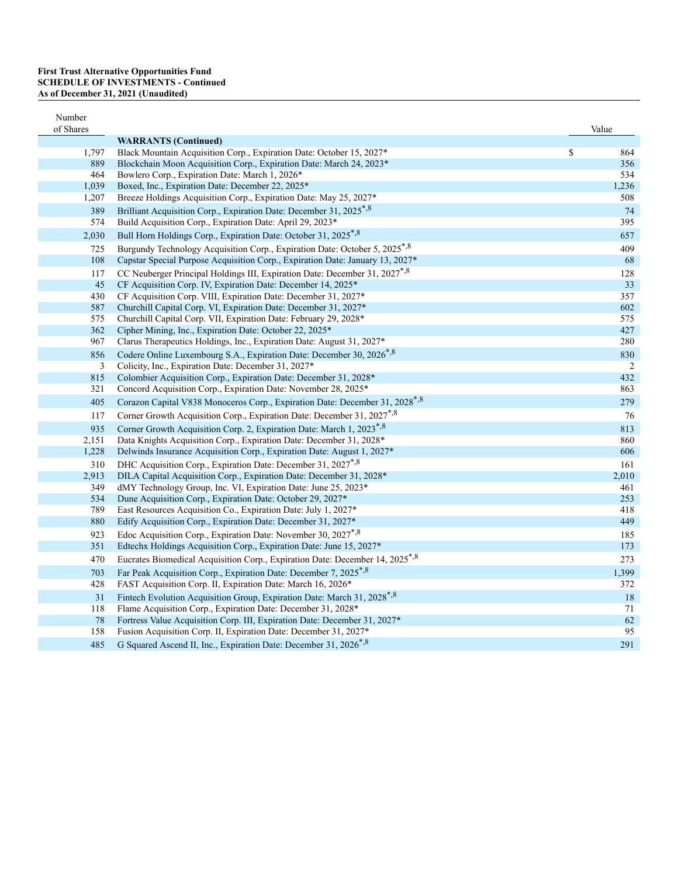**First Trust Alternative Opportunities Fund**
**SCHEDULE OF INVESTMENTS - Continued**
**As of December 31, 2021 (Unaudited)**

| Number of Shares | | Value |
|---|---|---|
| | **WARRANTS (Continued)** | |
| 1,797 | Black Mountain Acquisition Corp., Expiration Date: October 15, 2027* | $ 864 |
| 889 | Blockchain Moon Acquisition Corp., Expiration Date: March 24, 2023* | 356 |
| 464 | Bowlero Corp., Expiration Date: March 1, 2026* | 534 |
| 1,039 | Boxed, Inc., Expiration Date: December 22, 2025* | 1,236 |
| 1,207 | Breeze Holdings Acquisition Corp., Expiration Date: May 25, 2027* | 508 |
| 389 | Brilliant Acquisition Corp., Expiration Date: December 31, 2025*,[8] | 74 |
| 574 | Build Acquisition Corp., Expiration Date: April 29, 2023* | 395 |
| 2,030 | Bull Horn Holdings Corp., Expiration Date: October 31, 2025*,[8] | 657 |
| 725 | Burgundy Technology Acquisition Corp., Expiration Date: October 5, 2025*,[8] | 409 |
| 108 | Capstar Special Purpose Acquisition Corp., Expiration Date: January 13, 2027* | 68 |
| 117 | CC Neuberger Principal Holdings III, Expiration Date: December 31, 2027*,[8] | 128 |
| 45 | CF Acquisition Corp. IV, Expiration Date: December 14, 2025* | 33 |
| 430 | CF Acquisition Corp. VIII, Expiration Date: December 31, 2027* | 357 |
| 587 | Churchill Capital Corp. VI, Expiration Date: December 31, 2027* | 602 |
| 575 | Churchill Capital Corp. VII, Expiration Date: February 29, 2028* | 575 |
| 362 | Cipher Mining, Inc., Expiration Date: October 22, 2025* | 427 |
| 967 | Clarus Therapeutics Holdings, Inc., Expiration Date: August 31, 2027* | 280 |
| 856 | Codere Online Luxembourg S.A., Expiration Date: December 30, 2026*,[8] | 830 |
| 3 | Colicity, Inc., Expiration Date: December 31, 2027* | 2 |
| 815 | Colombier Acquisition Corp., Expiration Date: December 31, 2028* | 432 |
| 321 | Concord Acquisition Corp., Expiration Date: November 28, 2025* | 863 |
| 405 | Corazon Capital V838 Monoceros Corp., Expiration Date: December 31, 2028*,[8] | 279 |
| 117 | Corner Growth Acquisition Corp., Expiration Date: December 31, 2027*,[8] | 76 |
| 935 | Corner Growth Acquisition Corp. 2, Expiration Date: March 1, 2023*,[8] | 813 |
| 2,151 | Data Knights Acquisition Corp., Expiration Date: December 31, 2028* | 860 |
| 1,228 | Delwinds Insurance Acquisition Corp., Expiration Date: August 1, 2027* | 606 |
| 310 | DHC Acquisition Corp., Expiration Date: December 31, 2027*,[8] | 161 |
| 2,913 | DILA Capital Acquisition Corp., Expiration Date: December 31, 2028* | 2,010 |
| 349 | dMY Technology Group, Inc. VI, Expiration Date: June 25, 2023* | 461 |
| 534 | Dune Acquisition Corp., Expiration Date: October 29, 2027* | 253 |
| 789 | East Resources Acquisition Co., Expiration Date: July 1, 2027* | 418 |
| 880 | Edify Acquisition Corp., Expiration Date: December 31, 2027* | 449 |
| 923 | Edoc Acquisition Corp., Expiration Date: November 30, 2027*,[8] | 185 |
| 351 | Edtechx Holdings Acquisition Corp., Expiration Date: June 15, 2027* | 173 |
| 470 | Eucrates Biomedical Acquisition Corp., Expiration Date: December 14, 2025*,[8] | 273 |
| 703 | Far Peak Acquisition Corp., Expiration Date: December 7, 2025*,[8] | 1,399 |
| 428 | FAST Acquisition Corp. II, Expiration Date: March 16, 2026* | 372 |
| 31 | Fintech Evolution Acquisition Group, Expiration Date: March 31, 2028*,[8] | 18 |
| 118 | Flame Acquisition Corp., Expiration Date: December 31, 2028* | 71 |
| 78 | Fortress Value Acquisition Corp. III, Expiration Date: December 31, 2027* | 62 |
| 158 | Fusion Acquisition Corp. II, Expiration Date: December 31, 2027* | 95 |
| 485 | G Squared Ascend II, Inc., Expiration Date: December 31, 2026*,[8] | 291 |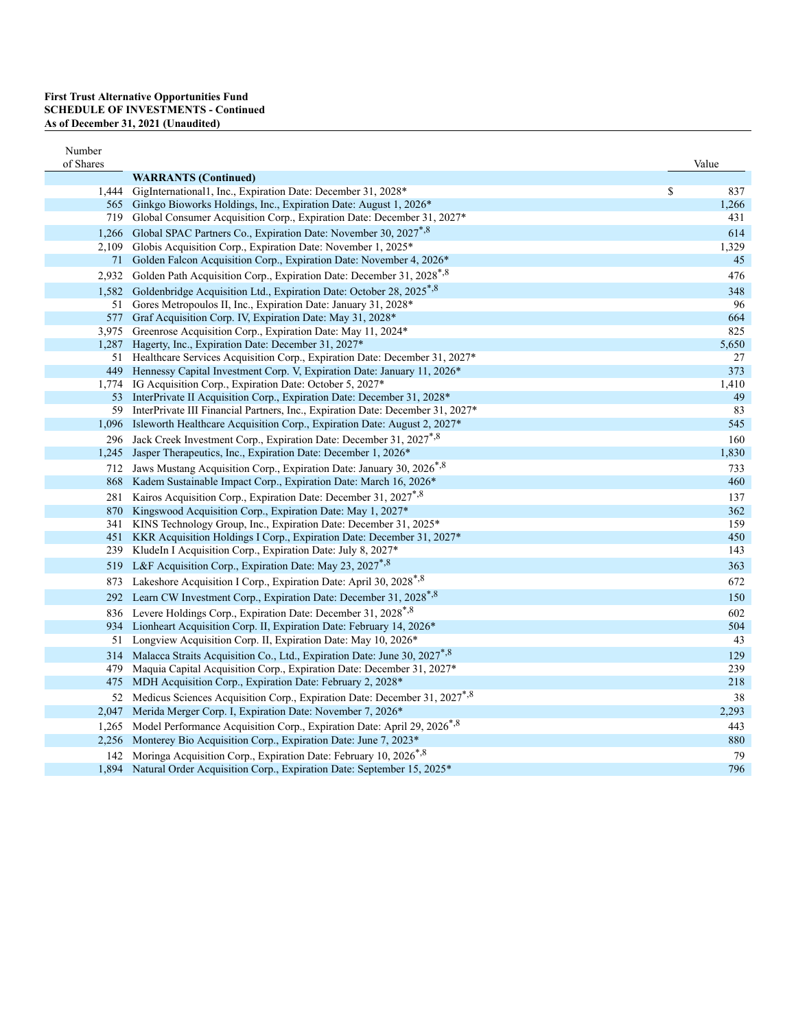**First Trust Alternative Opportunities Fund**
**SCHEDULE OF INVESTMENTS - Continued**
**As of December 31, 2021 (Unaudited)**

| Number of Shares | | Value |
|---|---|---|
| | **WARRANTS (Continued)** | |
| 1,444 | GigInternational1, Inc., Expiration Date: December 31, 2028* | $ 837 |
| 565 | Ginkgo Bioworks Holdings, Inc., Expiration Date: August 1, 2026* | 1,266 |
| 719 | Global Consumer Acquisition Corp., Expiration Date: December 31, 2027* | 431 |
| 1,266 | Global SPAC Partners Co., Expiration Date: November 30, 2027*[,8] | 614 |
| 2,109 | Globis Acquisition Corp., Expiration Date: November 1, 2025* | 1,329 |
| 71 | Golden Falcon Acquisition Corp., Expiration Date: November 4, 2026* | 45 |
| 2,932 | Golden Path Acquisition Corp., Expiration Date: December 31, 2028*[,8] | 476 |
| 1,582 | Goldenbridge Acquisition Ltd., Expiration Date: October 28, 2025*[,8] | 348 |
| 51 | Gores Metropoulos II, Inc., Expiration Date: January 31, 2028* | 96 |
| 577 | Graf Acquisition Corp. IV, Expiration Date: May 31, 2028* | 664 |
| 3,975 | Greenrose Acquisition Corp., Expiration Date: May 11, 2024* | 825 |
| 1,287 | Hagerty, Inc., Expiration Date: December 31, 2027* | 5,650 |
| 51 | Healthcare Services Acquisition Corp., Expiration Date: December 31, 2027* | 27 |
| 449 | Hennessy Capital Investment Corp. V, Expiration Date: January 11, 2026* | 373 |
| 1,774 | IG Acquisition Corp., Expiration Date: October 5, 2027* | 1,410 |
| 53 | InterPrivate II Acquisition Corp., Expiration Date: December 31, 2028* | 49 |
| 59 | InterPrivate III Financial Partners, Inc., Expiration Date: December 31, 2027* | 83 |
| 1,096 | Isleworth Healthcare Acquisition Corp., Expiration Date: August 2, 2027* | 545 |
| 296 | Jack Creek Investment Corp., Expiration Date: December 31, 2027*[,8] | 160 |
| 1,245 | Jasper Therapeutics, Inc., Expiration Date: December 1, 2026* | 1,830 |
| 712 | Jaws Mustang Acquisition Corp., Expiration Date: January 30, 2026*[,8] | 733 |
| 868 | Kadem Sustainable Impact Corp., Expiration Date: March 16, 2026* | 460 |
| 281 | Kairos Acquisition Corp., Expiration Date: December 31, 2027*[,8] | 137 |
| 870 | Kingswood Acquisition Corp., Expiration Date: May 1, 2027* | 362 |
| 341 | KINS Technology Group, Inc., Expiration Date: December 31, 2025* | 159 |
| 451 | KKR Acquisition Holdings I Corp., Expiration Date: December 31, 2027* | 450 |
| 239 | KludeIn I Acquisition Corp., Expiration Date: July 8, 2027* | 143 |
| 519 | L&F Acquisition Corp., Expiration Date: May 23, 2027*[,8] | 363 |
| 873 | Lakeshore Acquisition I Corp., Expiration Date: April 30, 2028*[,8] | 672 |
| 292 | Learn CW Investment Corp., Expiration Date: December 31, 2028*[,8] | 150 |
| 836 | Levere Holdings Corp., Expiration Date: December 31, 2028*[,8] | 602 |
| 934 | Lionheart Acquisition Corp. II, Expiration Date: February 14, 2026* | 504 |
| 51 | Longview Acquisition Corp. II, Expiration Date: May 10, 2026* | 43 |
| 314 | Malacca Straits Acquisition Co., Ltd., Expiration Date: June 30, 2027*[,8] | 129 |
| 479 | Maquia Capital Acquisition Corp., Expiration Date: December 31, 2027* | 239 |
| 475 | MDH Acquisition Corp., Expiration Date: February 2, 2028* | 218 |
| 52 | Medicus Sciences Acquisition Corp., Expiration Date: December 31, 2027*[,8] | 38 |
| 2,047 | Merida Merger Corp. I, Expiration Date: November 7, 2026* | 2,293 |
| 1,265 | Model Performance Acquisition Corp., Expiration Date: April 29, 2026*[,8] | 443 |
| 2,256 | Monterey Bio Acquisition Corp., Expiration Date: June 7, 2023* | 880 |
| 142 | Moringa Acquisition Corp., Expiration Date: February 10, 2026*[,8] | 79 |
| 1,894 | Natural Order Acquisition Corp., Expiration Date: September 15, 2025* | 796 |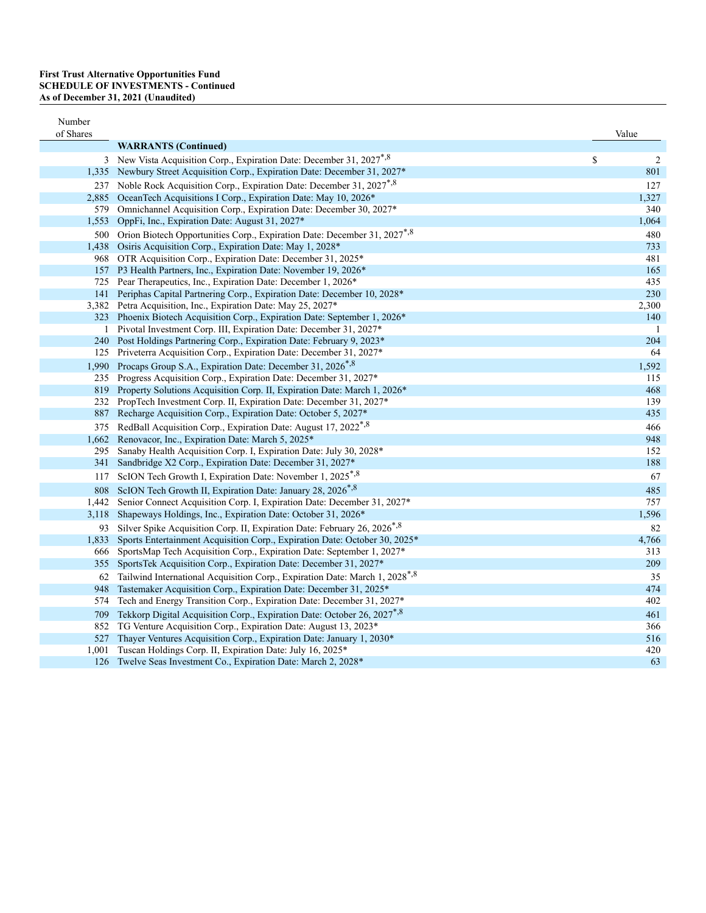**First Trust Alternative Opportunities Fund**
**SCHEDULE OF INVESTMENTS - Continued**
**As of December 31, 2021 (Unaudited)**

| Number of Shares | | Value |
|---|---|---|
| | **WARRANTS (Continued)** | |
| 3 | New Vista Acquisition Corp., Expiration Date: December 31, 2027*,8 | $ 2 |
| 1,335 | Newbury Street Acquisition Corp., Expiration Date: December 31, 2027* | 801 |
| 237 | Noble Rock Acquisition Corp., Expiration Date: December 31, 2027*,8 | 127 |
| 2,885 | OceanTech Acquisitions I Corp., Expiration Date: May 10, 2026* | 1,327 |
| 579 | Omnichannel Acquisition Corp., Expiration Date: December 30, 2027* | 340 |
| 1,553 | OppFi, Inc., Expiration Date: August 31, 2027* | 1,064 |
| 500 | Orion Biotech Opportunities Corp., Expiration Date: December 31, 2027*,8 | 480 |
| 1,438 | Osiris Acquisition Corp., Expiration Date: May 1, 2028* | 733 |
| 968 | OTR Acquisition Corp., Expiration Date: December 31, 2025* | 481 |
| 157 | P3 Health Partners, Inc., Expiration Date: November 19, 2026* | 165 |
| 725 | Pear Therapeutics, Inc., Expiration Date: December 1, 2026* | 435 |
| 141 | Periphas Capital Partnering Corp., Expiration Date: December 10, 2028* | 230 |
| 3,382 | Petra Acquisition, Inc., Expiration Date: May 25, 2027* | 2,300 |
| 323 | Phoenix Biotech Acquisition Corp., Expiration Date: September 1, 2026* | 140 |
| 1 | Pivotal Investment Corp. III, Expiration Date: December 31, 2027* | 1 |
| 240 | Post Holdings Partnering Corp., Expiration Date: February 9, 2023* | 204 |
| 125 | Priveterra Acquisition Corp., Expiration Date: December 31, 2027* | 64 |
| 1,990 | Procaps Group S.A., Expiration Date: December 31, 2026*,8 | 1,592 |
| 235 | Progress Acquisition Corp., Expiration Date: December 31, 2027* | 115 |
| 819 | Property Solutions Acquisition Corp. II, Expiration Date: March 1, 2026* | 468 |
| 232 | PropTech Investment Corp. II, Expiration Date: December 31, 2027* | 139 |
| 887 | Recharge Acquisition Corp., Expiration Date: October 5, 2027* | 435 |
| 375 | RedBall Acquisition Corp., Expiration Date: August 17, 2022*,8 | 466 |
| 1,662 | Renovacor, Inc., Expiration Date: March 5, 2025* | 948 |
| 295 | Sanaby Health Acquisition Corp. I, Expiration Date: July 30, 2028* | 152 |
| 341 | Sandbridge X2 Corp., Expiration Date: December 31, 2027* | 188 |
| 117 | ScION Tech Growth I, Expiration Date: November 1, 2025*,8 | 67 |
| 808 | ScION Tech Growth II, Expiration Date: January 28, 2026*,8 | 485 |
| 1,442 | Senior Connect Acquisition Corp. I, Expiration Date: December 31, 2027* | 757 |
| 3,118 | Shapeways Holdings, Inc., Expiration Date: October 31, 2026* | 1,596 |
| 93 | Silver Spike Acquisition Corp. II, Expiration Date: February 26, 2026*,8 | 82 |
| 1,833 | Sports Entertainment Acquisition Corp., Expiration Date: October 30, 2025* | 4,766 |
| 666 | SportsMap Tech Acquisition Corp., Expiration Date: September 1, 2027* | 313 |
| 355 | SportsTek Acquisition Corp., Expiration Date: December 31, 2027* | 209 |
| 62 | Tailwind International Acquisition Corp., Expiration Date: March 1, 2028*,8 | 35 |
| 948 | Tastemaker Acquisition Corp., Expiration Date: December 31, 2025* | 474 |
| 574 | Tech and Energy Transition Corp., Expiration Date: December 31, 2027* | 402 |
| 709 | Tekkorp Digital Acquisition Corp., Expiration Date: October 26, 2027*,8 | 461 |
| 852 | TG Venture Acquisition Corp., Expiration Date: August 13, 2023* | 366 |
| 527 | Thayer Ventures Acquisition Corp., Expiration Date: January 1, 2030* | 516 |
| 1,001 | Tuscan Holdings Corp. II, Expiration Date: July 16, 2025* | 420 |
| 126 | Twelve Seas Investment Co., Expiration Date: March 2, 2028* | 63 |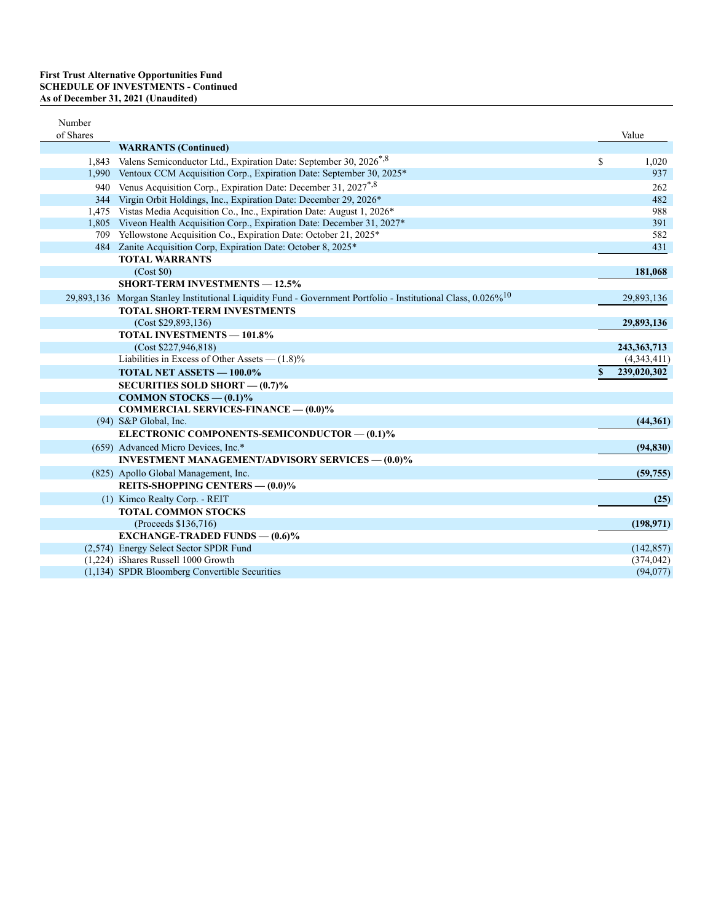**First Trust Alternative Opportunities Fund**
**SCHEDULE OF INVESTMENTS - Continued**
**As of December 31, 2021 (Unaudited)**

| Number of Shares | | Value |
|---|---|---|
| | **WARRANTS (Continued)** | |
| 1,843 | Valens Semiconductor Ltd., Expiration Date: September 30, 2026*,8 | $ 1,020 |
| 1,990 | Ventoux CCM Acquisition Corp., Expiration Date: September 30, 2025* | 937 |
| 940 | Venus Acquisition Corp., Expiration Date: December 31, 2027*,8 | 262 |
| 344 | Virgin Orbit Holdings, Inc., Expiration Date: December 29, 2026* | 482 |
| 1,475 | Vistas Media Acquisition Co., Inc., Expiration Date: August 1, 2026* | 988 |
| 1,805 | Viveon Health Acquisition Corp., Expiration Date: December 31, 2027* | 391 |
| 709 | Yellowstone Acquisition Co., Expiration Date: October 21, 2025* | 582 |
| 484 | Zanite Acquisition Corp, Expiration Date: October 8, 2025* | 431 |
| | **TOTAL WARRANTS** | |
| | (Cost $0) | **181,068** |
| | **SHORT-TERM INVESTMENTS — 12.5%** | |
| 29,893,136 | Morgan Stanley Institutional Liquidity Fund - Government Portfolio - Institutional Class, 0.026%10 | 29,893,136 |
| | **TOTAL SHORT-TERM INVESTMENTS** | |
| | (Cost $29,893,136) | **29,893,136** |
| | **TOTAL INVESTMENTS — 101.8%** | |
| | (Cost $227,946,818) | **243,363,713** |
| | Liabilities in Excess of Other Assets — (1.8)% | (4,343,411) |
| | **TOTAL NET ASSETS — 100.0%** | **$ 239,020,302** |
| | **SECURITIES SOLD SHORT — (0.7)%** | |
| | **COMMON STOCKS — (0.1)%** | |
| | **COMMERCIAL SERVICES-FINANCE — (0.0)%** | |
| (94) | S&P Global, Inc. | **(44,361)** |
| | **ELECTRONIC COMPONENTS-SEMICONDUCTOR — (0.1)%** | |
| (659) | Advanced Micro Devices, Inc.* | **(94,830)** |
| | **INVESTMENT MANAGEMENT/ADVISORY SERVICES — (0.0)%** | |
| (825) | Apollo Global Management, Inc. | **(59,755)** |
| | **REITS-SHOPPING CENTERS — (0.0)%** | |
| (1) | Kimco Realty Corp. - REIT | **(25)** |
| | **TOTAL COMMON STOCKS** | |
| | (Proceeds $136,716) | **(198,971)** |
| | **EXCHANGE-TRADED FUNDS — (0.6)%** | |
| (2,574) | Energy Select Sector SPDR Fund | (142,857) |
| (1,224) | iShares Russell 1000 Growth | (374,042) |
| (1,134) | SPDR Bloomberg Convertible Securities | (94,077) |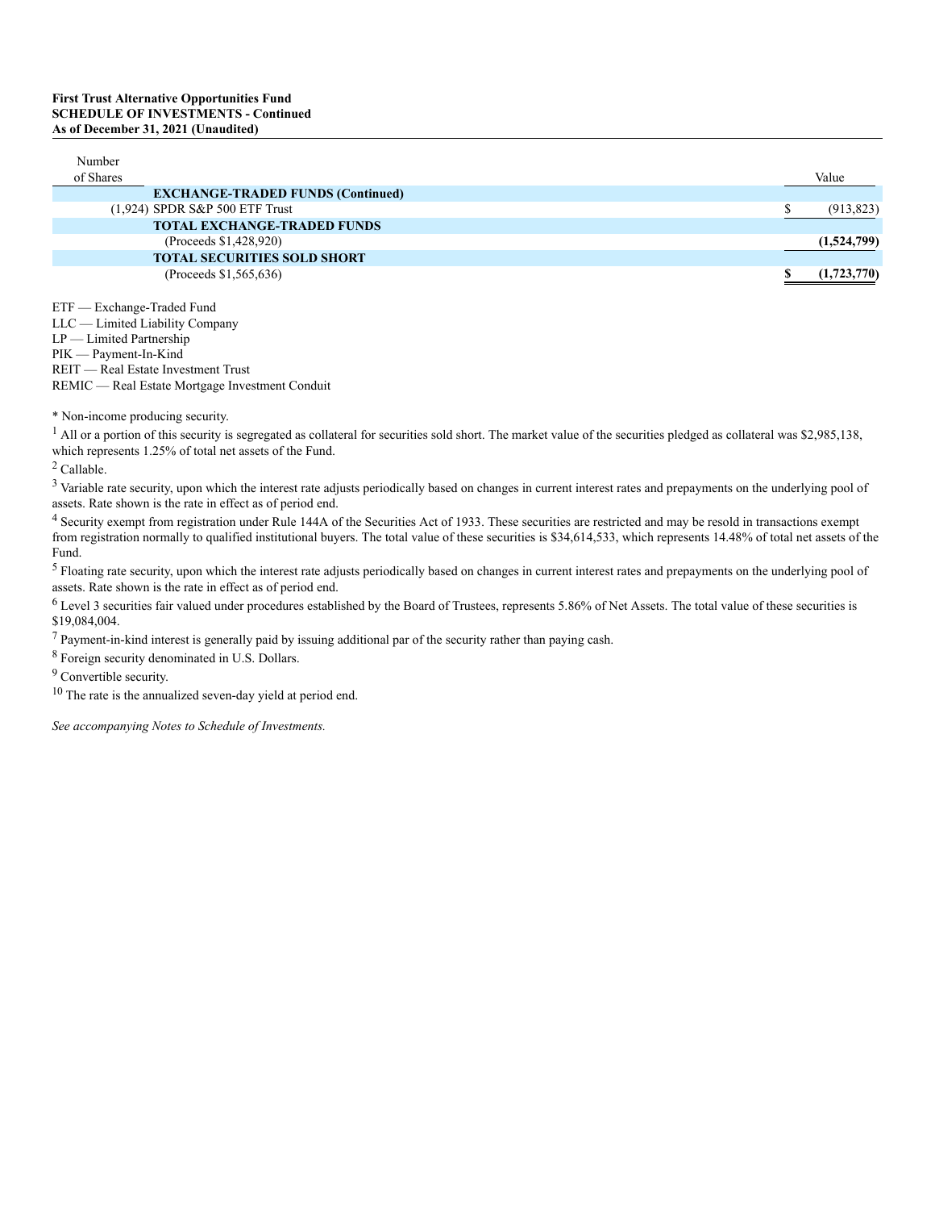**First Trust Alternative Opportunities Fund**
**SCHEDULE OF INVESTMENTS - Continued**
**As of December 31, 2021 (Unaudited)**

| Number of Shares | | Value |
|---|---|---|
| | **EXCHANGE-TRADED FUNDS (Continued)** | |
| (1,924) | SPDR S&P 500 ETF Trust | $ (913,823) |
| | **TOTAL EXCHANGE-TRADED FUNDS** | |
| | (Proceeds $1,428,920) | **(1,524,799)** |
| | **TOTAL SECURITIES SOLD SHORT** | |
| | (Proceeds $1,565,636) | **$ (1,723,770)** |

ETF — Exchange-Traded Fund
LLC — Limited Liability Company
LP — Limited Partnership
PIK — Payment-In-Kind
REIT — Real Estate Investment Trust
REMIC — Real Estate Mortgage Investment Conduit

\* Non-income producing security.

[1] All or a portion of this security is segregated as collateral for securities sold short. The market value of the securities pledged as collateral was $2,985,138, which represents 1.25% of total net assets of the Fund.

[2] Callable.

[3] Variable rate security, upon which the interest rate adjusts periodically based on changes in current interest rates and prepayments on the underlying pool of assets. Rate shown is the rate in effect as of period end.

[4] Security exempt from registration under Rule 144A of the Securities Act of 1933. These securities are restricted and may be resold in transactions exempt from registration normally to qualified institutional buyers. The total value of these securities is $34,614,533, which represents 14.48% of total net assets of the Fund.

[5] Floating rate security, upon which the interest rate adjusts periodically based on changes in current interest rates and prepayments on the underlying pool of assets. Rate shown is the rate in effect as of period end.

[6] Level 3 securities fair valued under procedures established by the Board of Trustees, represents 5.86% of Net Assets. The total value of these securities is $19,084,004.

[7] Payment-in-kind interest is generally paid by issuing additional par of the security rather than paying cash.

[8] Foreign security denominated in U.S. Dollars.

[9] Convertible security.

[10] The rate is the annualized seven-day yield at period end.

*See accompanying Notes to Schedule of Investments.*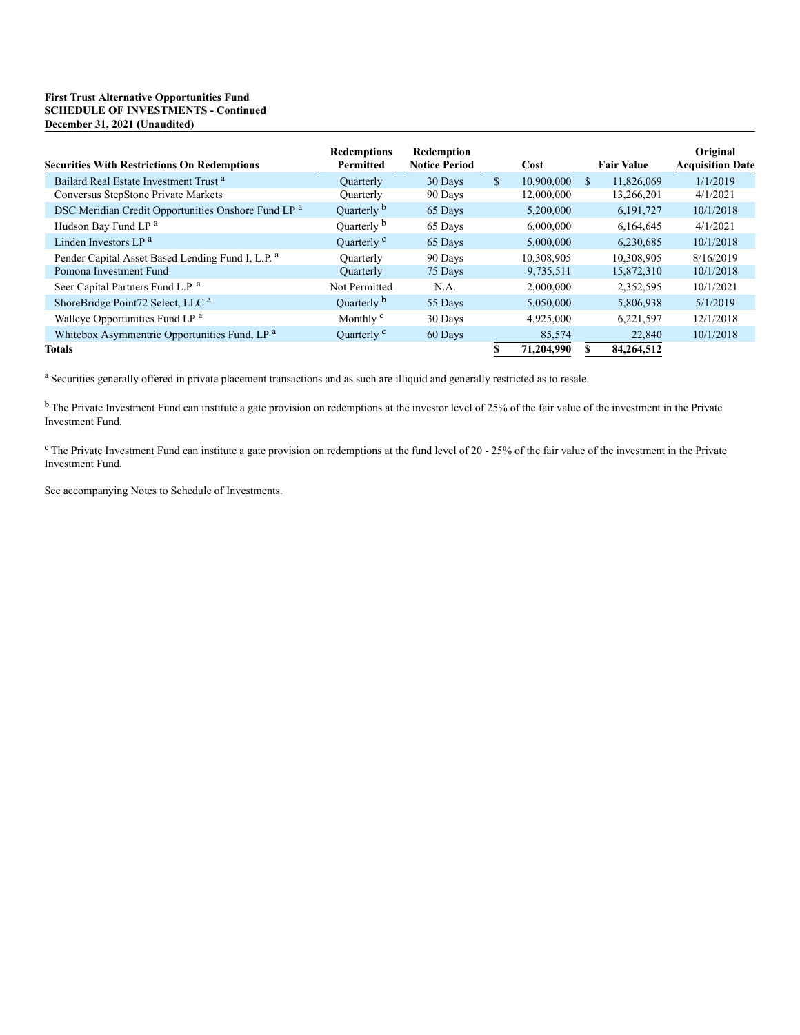**First Trust Alternative Opportunities Fund**
**SCHEDULE OF INVESTMENTS - Continued**
**December 31, 2021 (Unaudited)**

| Securities With Restrictions On Redemptions | Redemptions Permitted | Redemption Notice Period | Cost | Fair Value | Original Acquisition Date |
|---|---|---|---|---|---|
| Bailard Real Estate Investment Trust [a] | Quarterly | 30 Days | $ 10,900,000 | $ 11,826,069 | 1/1/2019 |
| Conversus StepStone Private Markets | Quarterly | 90 Days | 12,000,000 | 13,266,201 | 4/1/2021 |
| DSC Meridian Credit Opportunities Onshore Fund LP [a] | Quarterly [b] | 65 Days | 5,200,000 | 6,191,727 | 10/1/2018 |
| Hudson Bay Fund LP [a] | Quarterly [b] | 65 Days | 6,000,000 | 6,164,645 | 4/1/2021 |
| Linden Investors LP [a] | Quarterly [c] | 65 Days | 5,000,000 | 6,230,685 | 10/1/2018 |
| Pender Capital Asset Based Lending Fund I, L.P. [a] | Quarterly | 90 Days | 10,308,905 | 10,308,905 | 8/16/2019 |
| Pomona Investment Fund | Quarterly | 75 Days | 9,735,511 | 15,872,310 | 10/1/2018 |
| Seer Capital Partners Fund L.P. [a] | Not Permitted | N.A. | 2,000,000 | 2,352,595 | 10/1/2021 |
| ShoreBridge Point72 Select, LLC [a] | Quarterly [b] | 55 Days | 5,050,000 | 5,806,938 | 5/1/2019 |
| Walleye Opportunities Fund LP [a] | Monthly [c] | 30 Days | 4,925,000 | 6,221,597 | 12/1/2018 |
| Whitebox Asymmentric Opportunities Fund, LP [a] | Quarterly [c] | 60 Days | 85,574 | 22,840 | 10/1/2018 |
| **Totals** | | | **$ 71,204,990** | **$ 84,264,512** | |

[a] Securities generally offered in private placement transactions and as such are illiquid and generally restricted as to resale.

[b] The Private Investment Fund can institute a gate provision on redemptions at the investor level of 25% of the fair value of the investment in the Private Investment Fund.

[c] The Private Investment Fund can institute a gate provision on redemptions at the fund level of 20 - 25% of the fair value of the investment in the Private Investment Fund.

See accompanying Notes to Schedule of Investments.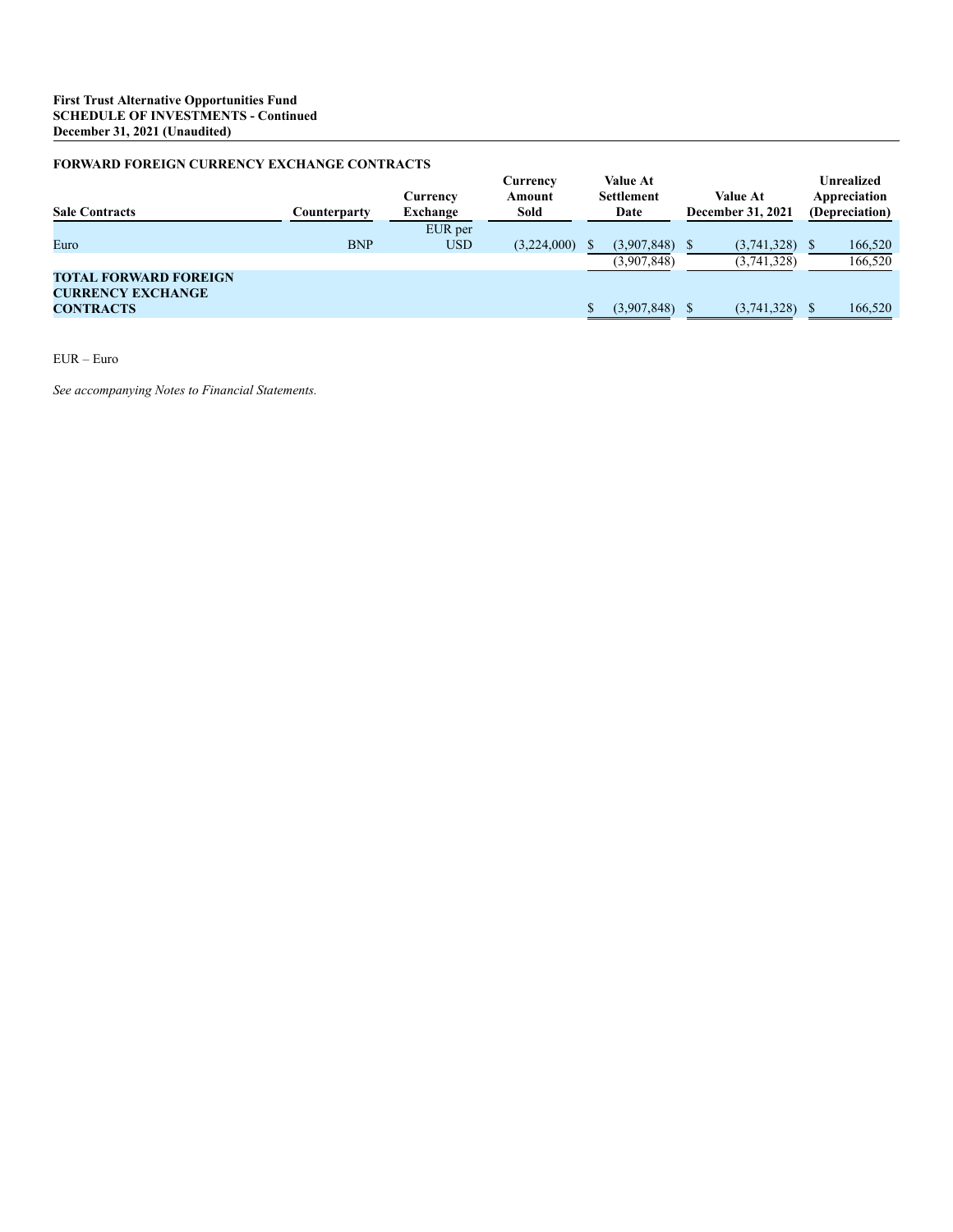**First Trust Alternative Opportunities Fund**
**SCHEDULE OF INVESTMENTS - Continued**
**December 31, 2021 (Unaudited)**

**FORWARD FOREIGN CURRENCY EXCHANGE CONTRACTS**

| Sale Contracts | Counterparty | Currency Exchange | Currency Amount Sold | Value At Settlement Date | Value At December 31, 2021 | Unrealized Appreciation (Depreciation) |
|---|---|---|---|---|---|---|
| Euro | BNP | EUR per USD | (3,224,000) | $ (3,907,848) | $ (3,741,328) | $ 166,520 |
| | | | | (3,907,848) | (3,741,328) | 166,520 |
| **TOTAL FORWARD FOREIGN CURRENCY EXCHANGE CONTRACTS** | | | | $ (3,907,848) | $ (3,741,328) | $ 166,520 |

EUR – Euro

*See accompanying Notes to Financial Statements.*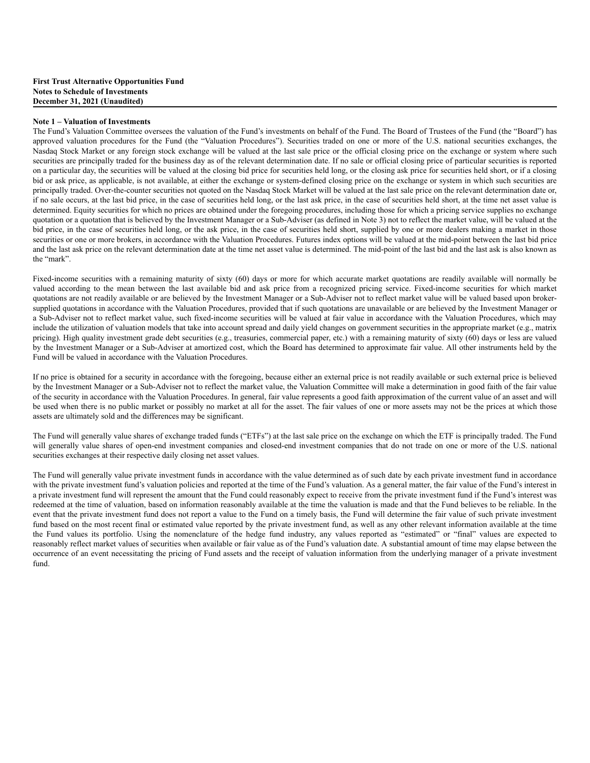**First Trust Alternative Opportunities Fund**
**Notes to Schedule of Investments**
**December 31, 2021 (Unaudited)**

**Note 1 – Valuation of Investments**

The Fund's Valuation Committee oversees the valuation of the Fund's investments on behalf of the Fund. The Board of Trustees of the Fund (the "Board") has approved valuation procedures for the Fund (the "Valuation Procedures"). Securities traded on one or more of the U.S. national securities exchanges, the Nasdaq Stock Market or any foreign stock exchange will be valued at the last sale price or the official closing price on the exchange or system where such securities are principally traded for the business day as of the relevant determination date. If no sale or official closing price of particular securities is reported on a particular day, the securities will be valued at the closing bid price for securities held long, or the closing ask price for securities held short, or if a closing bid or ask price, as applicable, is not available, at either the exchange or system-defined closing price on the exchange or system in which such securities are principally traded. Over-the-counter securities not quoted on the Nasdaq Stock Market will be valued at the last sale price on the relevant determination date or, if no sale occurs, at the last bid price, in the case of securities held long, or the last ask price, in the case of securities held short, at the time net asset value is determined. Equity securities for which no prices are obtained under the foregoing procedures, including those for which a pricing service supplies no exchange quotation or a quotation that is believed by the Investment Manager or a Sub-Adviser (as defined in Note 3) not to reflect the market value, will be valued at the bid price, in the case of securities held long, or the ask price, in the case of securities held short, supplied by one or more dealers making a market in those securities or one or more brokers, in accordance with the Valuation Procedures. Futures index options will be valued at the mid-point between the last bid price and the last ask price on the relevant determination date at the time net asset value is determined. The mid-point of the last bid and the last ask is also known as the "mark".

Fixed-income securities with a remaining maturity of sixty (60) days or more for which accurate market quotations are readily available will normally be valued according to the mean between the last available bid and ask price from a recognized pricing service. Fixed-income securities for which market quotations are not readily available or are believed by the Investment Manager or a Sub-Adviser not to reflect market value will be valued based upon broker-supplied quotations in accordance with the Valuation Procedures, provided that if such quotations are unavailable or are believed by the Investment Manager or a Sub-Adviser not to reflect market value, such fixed-income securities will be valued at fair value in accordance with the Valuation Procedures, which may include the utilization of valuation models that take into account spread and daily yield changes on government securities in the appropriate market (e.g., matrix pricing). High quality investment grade debt securities (e.g., treasuries, commercial paper, etc.) with a remaining maturity of sixty (60) days or less are valued by the Investment Manager or a Sub-Adviser at amortized cost, which the Board has determined to approximate fair value. All other instruments held by the Fund will be valued in accordance with the Valuation Procedures.

If no price is obtained for a security in accordance with the foregoing, because either an external price is not readily available or such external price is believed by the Investment Manager or a Sub-Adviser not to reflect the market value, the Valuation Committee will make a determination in good faith of the fair value of the security in accordance with the Valuation Procedures. In general, fair value represents a good faith approximation of the current value of an asset and will be used when there is no public market or possibly no market at all for the asset. The fair values of one or more assets may not be the prices at which those assets are ultimately sold and the differences may be significant.

The Fund will generally value shares of exchange traded funds ("ETFs") at the last sale price on the exchange on which the ETF is principally traded. The Fund will generally value shares of open-end investment companies and closed-end investment companies that do not trade on one or more of the U.S. national securities exchanges at their respective daily closing net asset values.

The Fund will generally value private investment funds in accordance with the value determined as of such date by each private investment fund in accordance with the private investment fund's valuation policies and reported at the time of the Fund's valuation. As a general matter, the fair value of the Fund's interest in a private investment fund will represent the amount that the Fund could reasonably expect to receive from the private investment fund if the Fund's interest was redeemed at the time of valuation, based on information reasonably available at the time the valuation is made and that the Fund believes to be reliable. In the event that the private investment fund does not report a value to the Fund on a timely basis, the Fund will determine the fair value of such private investment fund based on the most recent final or estimated value reported by the private investment fund, as well as any other relevant information available at the time the Fund values its portfolio. Using the nomenclature of the hedge fund industry, any values reported as "estimated" or "final" values are expected to reasonably reflect market values of securities when available or fair value as of the Fund's valuation date. A substantial amount of time may elapse between the occurrence of an event necessitating the pricing of Fund assets and the receipt of valuation information from the underlying manager of a private investment fund.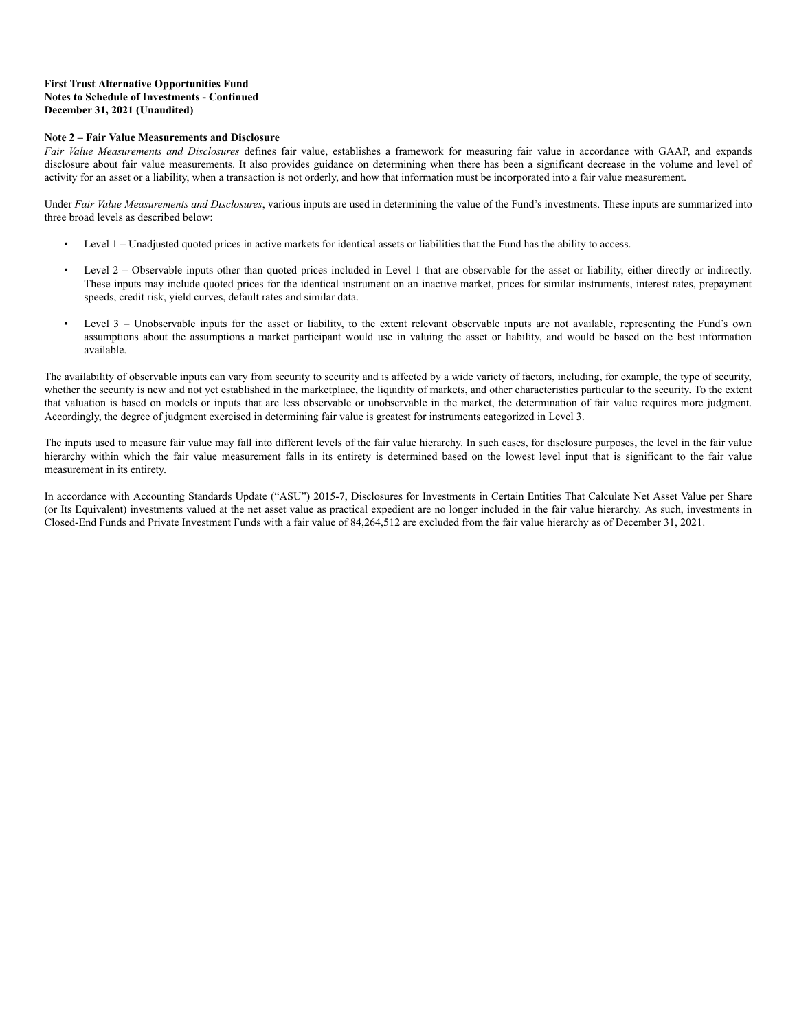**First Trust Alternative Opportunities Fund**
**Notes to Schedule of Investments - Continued**
**December 31, 2021 (Unaudited)**

**Note 2 – Fair Value Measurements and Disclosure**

*Fair Value Measurements and Disclosures* defines fair value, establishes a framework for measuring fair value in accordance with GAAP, and expands disclosure about fair value measurements. It also provides guidance on determining when there has been a significant decrease in the volume and level of activity for an asset or a liability, when a transaction is not orderly, and how that information must be incorporated into a fair value measurement.

Under *Fair Value Measurements and Disclosures*, various inputs are used in determining the value of the Fund's investments. These inputs are summarized into three broad levels as described below:

- Level 1 – Unadjusted quoted prices in active markets for identical assets or liabilities that the Fund has the ability to access.
- Level 2 – Observable inputs other than quoted prices included in Level 1 that are observable for the asset or liability, either directly or indirectly. These inputs may include quoted prices for the identical instrument on an inactive market, prices for similar instruments, interest rates, prepayment speeds, credit risk, yield curves, default rates and similar data.
- Level 3 – Unobservable inputs for the asset or liability, to the extent relevant observable inputs are not available, representing the Fund's own assumptions about the assumptions a market participant would use in valuing the asset or liability, and would be based on the best information available.

The availability of observable inputs can vary from security to security and is affected by a wide variety of factors, including, for example, the type of security, whether the security is new and not yet established in the marketplace, the liquidity of markets, and other characteristics particular to the security. To the extent that valuation is based on models or inputs that are less observable or unobservable in the market, the determination of fair value requires more judgment. Accordingly, the degree of judgment exercised in determining fair value is greatest for instruments categorized in Level 3.

The inputs used to measure fair value may fall into different levels of the fair value hierarchy. In such cases, for disclosure purposes, the level in the fair value hierarchy within which the fair value measurement falls in its entirety is determined based on the lowest level input that is significant to the fair value measurement in its entirety.

In accordance with Accounting Standards Update ("ASU") 2015-7, Disclosures for Investments in Certain Entities That Calculate Net Asset Value per Share (or Its Equivalent) investments valued at the net asset value as practical expedient are no longer included in the fair value hierarchy. As such, investments in Closed-End Funds and Private Investment Funds with a fair value of 84,264,512 are excluded from the fair value hierarchy as of December 31, 2021.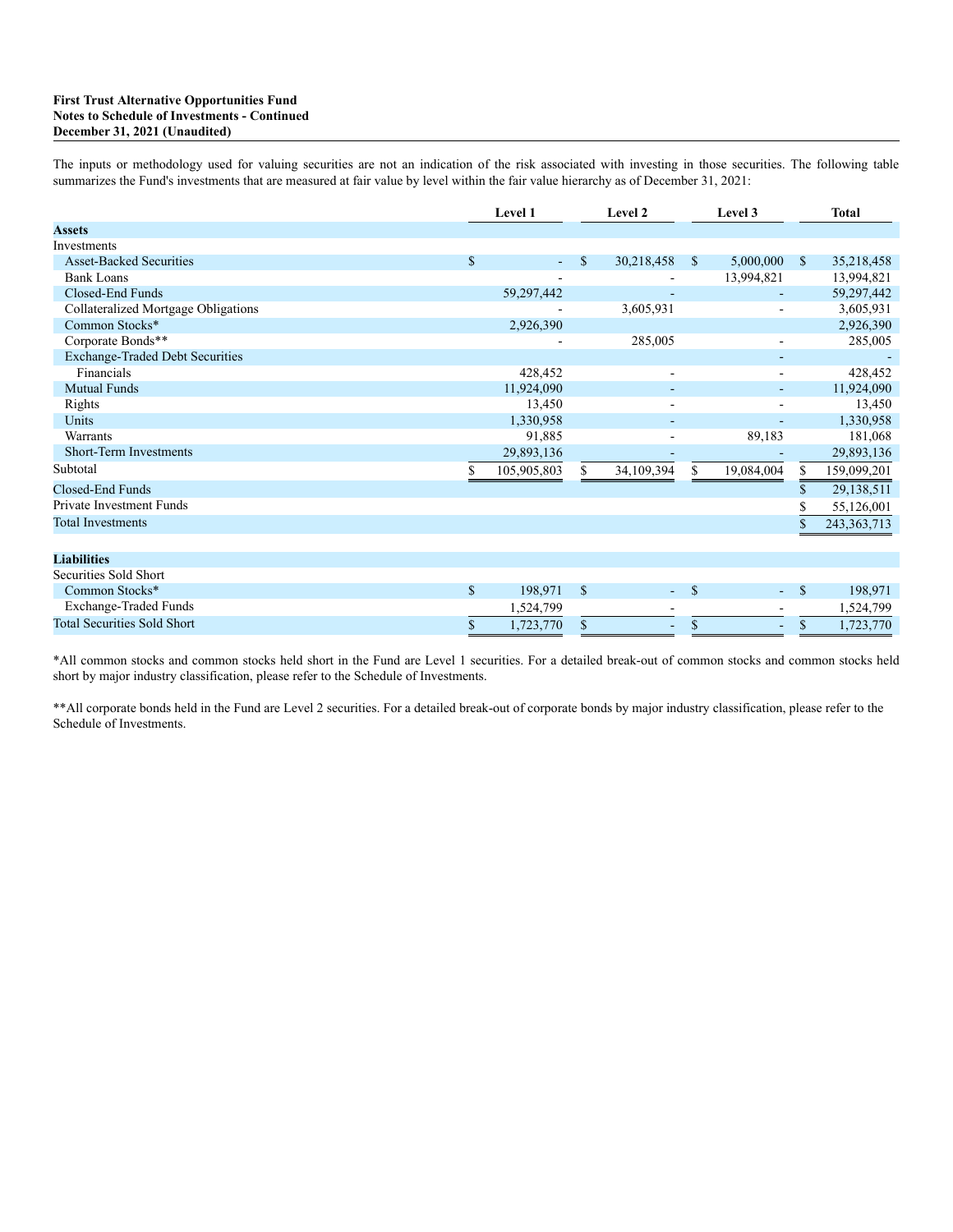**First Trust Alternative Opportunities Fund**
**Notes to Schedule of Investments - Continued**
**December 31, 2021 (Unaudited)**

The inputs or methodology used for valuing securities are not an indication of the risk associated with investing in those securities. The following table summarizes the Fund's investments that are measured at fair value by level within the fair value hierarchy as of December 31, 2021:

| | Level 1 | Level 2 | Level 3 | Total |
|---|---|---|---|---|
| **Assets** | | | | |
| Investments | | | | |
| Asset-Backed Securities | $ - | $ 30,218,458 | $ 5,000,000 | $ 35,218,458 |
| Bank Loans | - | - | 13,994,821 | 13,994,821 |
| Closed-End Funds | 59,297,442 | - | - | 59,297,442 |
| Collateralized Mortgage Obligations | - | 3,605,931 | - | 3,605,931 |
| Common Stocks* | 2,926,390 | | | 2,926,390 |
| Corporate Bonds** | - | 285,005 | - | 285,005 |
| Exchange-Traded Debt Securities | | | - | - |
| Financials | 428,452 | - | - | 428,452 |
| Mutual Funds | 11,924,090 | - | - | 11,924,090 |
| Rights | 13,450 | - | - | 13,450 |
| Units | 1,330,958 | - | - | 1,330,958 |
| Warrants | 91,885 | - | 89,183 | 181,068 |
| Short-Term Investments | 29,893,136 | - | - | 29,893,136 |
| Subtotal | $ 105,905,803 | $ 34,109,394 | $ 19,084,004 | $ 159,099,201 |
| Closed-End Funds | | | | $ 29,138,511 |
| Private Investment Funds | | | | $ 55,126,001 |
| Total Investments | | | | $ 243,363,713 |
| | | | | |
| **Liabilities** | | | | |
| Securities Sold Short | | | | |
| Common Stocks* | $ 198,971 | $ - | $ - | $ 198,971 |
| Exchange-Traded Funds | 1,524,799 | - | - | 1,524,799 |
| Total Securities Sold Short | $ 1,723,770 | $ - | $ - | $ 1,723,770 |

*All common stocks and common stocks held short in the Fund are Level 1 securities. For a detailed break-out of common stocks and common stocks held short by major industry classification, please refer to the Schedule of Investments.

**All corporate bonds held in the Fund are Level 2 securities. For a detailed break-out of corporate bonds by major industry classification, please refer to the Schedule of Investments.